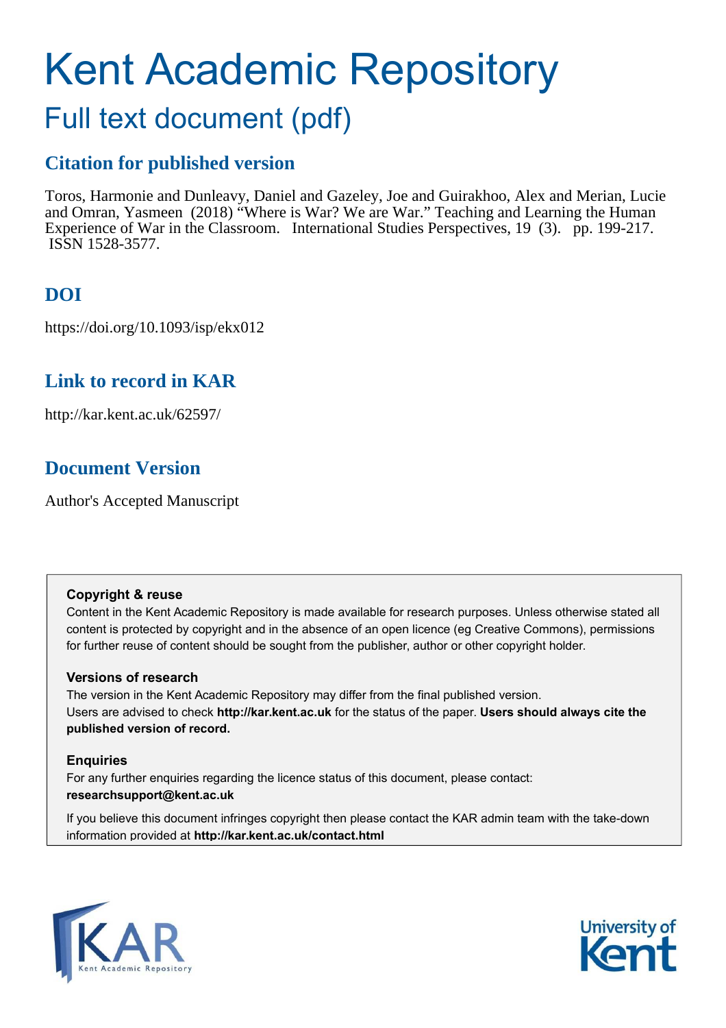# Kent Academic Repository

## Full text document (pdf)

### Citation for published version

Toros, Harmonie and Dunleavy, Daniel and Gazeley, Joe and Guirakhoo, Alex and Merian, Lucie and Omran, Yasmeen (2018) "Where is War? We are War." Teaching and Learning the Human Experience of War in the Classroom. International Studies Perspectives, 19 (3). pp. 199-217. ISSN 1528-3577.

### DOI

https://doi.org/10.1093/isp/ekx012

### Link to record in KAR

http://kar.kent.ac.uk/62597/

### Document Version

Author's Accepted Manuscript

**Copyright & reuse**

Content in the Kent Academic Repository is made available for research purposes. Unless otherwise stated all content is protected by copyright and in the absence of an open licence (eg Creative Commons), permissions for further reuse of content should be sought from the publisher, author or other copyright holder.

**Versions of research**

The version in the Kent Academic Repository may differ from the final published version. Users are advised to check **http://kar.kent.ac.uk** for the status of the paper. **Users should always cite the published version of record.**

**Enquiries**

For any further enquiries regarding the licence status of this document, please contact: **researchsupport@kent.ac.uk**

If you believe this document infringes copyright then please contact the KAR admin team with the take-down information provided at **http://kar.kent.ac.uk/contact.html**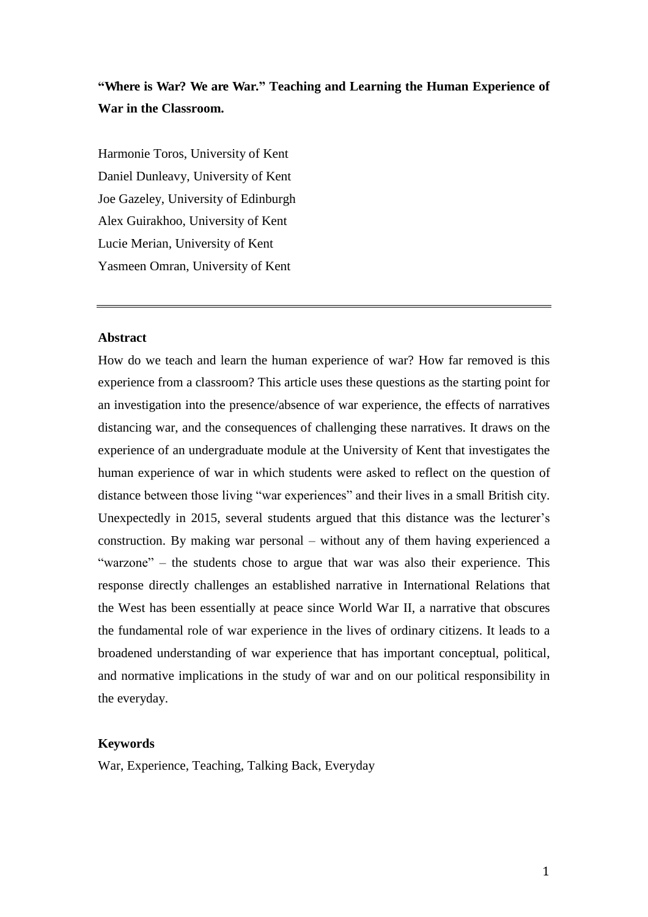# “Where is War? We are War.” Teaching and Learning the Human Experience of War in the Classroom.

Harmonie Toros, University of Kent
Daniel Dunleavy, University of Kent
Joe Gazeley, University of Edinburgh
Alex Guirakhoo, University of Kent
Lucie Merian, University of Kent
Yasmeen Omran, University of Kent

---

## Abstract

How do we teach and learn the human experience of war? How far removed is this experience from a classroom? This article uses these questions as the starting point for an investigation into the presence/absence of war experience, the effects of narratives distancing war, and the consequences of challenging these narratives. It draws on the experience of an undergraduate module at the University of Kent that investigates the human experience of war in which students were asked to reflect on the question of distance between those living “war experiences” and their lives in a small British city. Unexpectedly in 2015, several students argued that this distance was the lecturer’s construction. By making war personal – without any of them having experienced a “warzone” – the students chose to argue that war was also their experience. This response directly challenges an established narrative in International Relations that the West has been essentially at peace since World War II, a narrative that obscures the fundamental role of war experience in the lives of ordinary citizens. It leads to a broadened understanding of war experience that has important conceptual, political, and normative implications in the study of war and on our political responsibility in the everyday.

## Keywords

War, Experience, Teaching, Talking Back, Everyday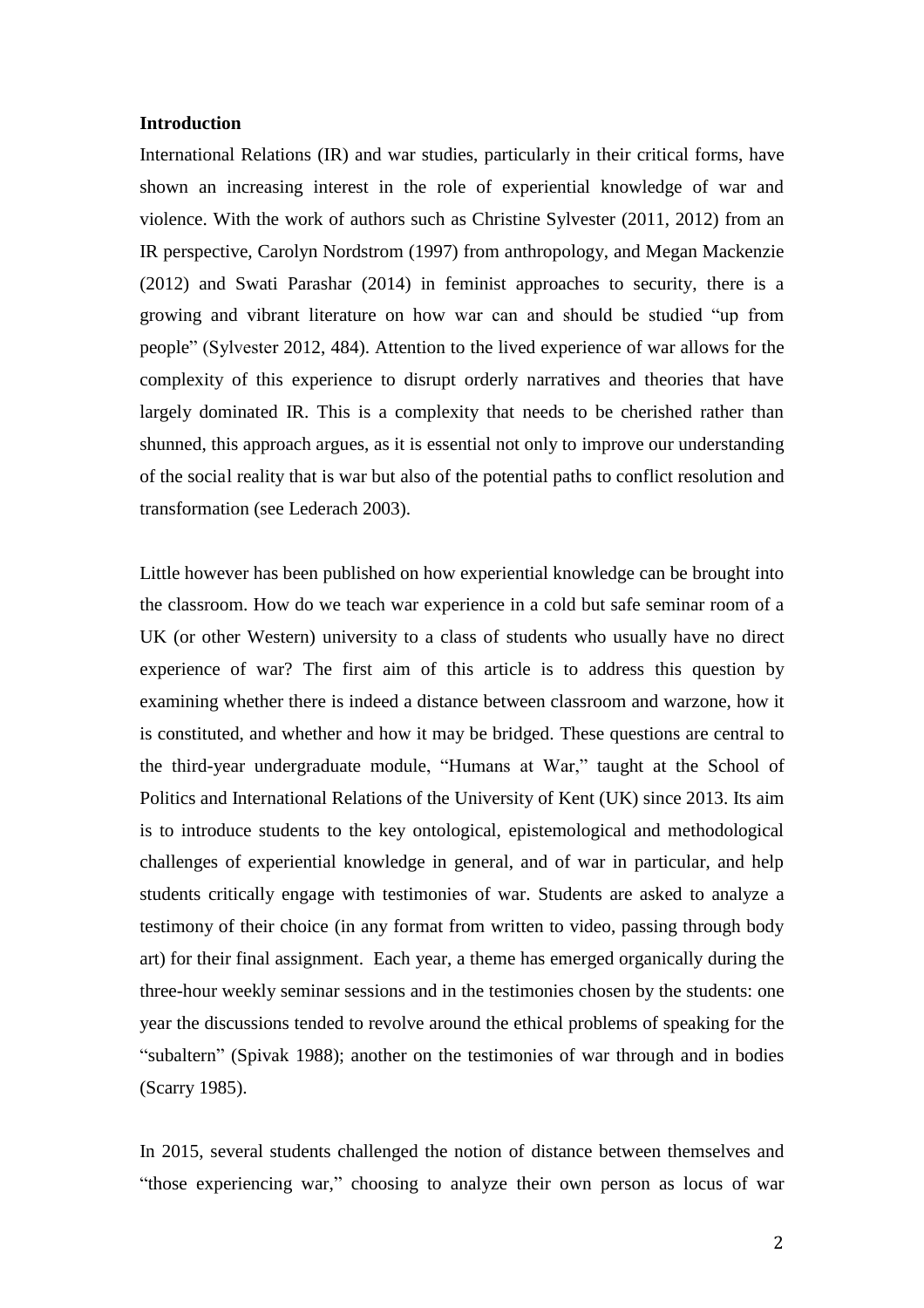**Introduction**

International Relations (IR) and war studies, particularly in their critical forms, have shown an increasing interest in the role of experiential knowledge of war and violence. With the work of authors such as Christine Sylvester (2011, 2012) from an IR perspective, Carolyn Nordstrom (1997) from anthropology, and Megan Mackenzie (2012) and Swati Parashar (2014) in feminist approaches to security, there is a growing and vibrant literature on how war can and should be studied "up from people" (Sylvester 2012, 484). Attention to the lived experience of war allows for the complexity of this experience to disrupt orderly narratives and theories that have largely dominated IR. This is a complexity that needs to be cherished rather than shunned, this approach argues, as it is essential not only to improve our understanding of the social reality that is war but also of the potential paths to conflict resolution and transformation (see Lederach 2003).

Little however has been published on how experiential knowledge can be brought into the classroom. How do we teach war experience in a cold but safe seminar room of a UK (or other Western) university to a class of students who usually have no direct experience of war? The first aim of this article is to address this question by examining whether there is indeed a distance between classroom and warzone, how it is constituted, and whether and how it may be bridged. These questions are central to the third-year undergraduate module, "Humans at War," taught at the School of Politics and International Relations of the University of Kent (UK) since 2013. Its aim is to introduce students to the key ontological, epistemological and methodological challenges of experiential knowledge in general, and of war in particular, and help students critically engage with testimonies of war. Students are asked to analyze a testimony of their choice (in any format from written to video, passing through body art) for their final assignment. Each year, a theme has emerged organically during the three-hour weekly seminar sessions and in the testimonies chosen by the students: one year the discussions tended to revolve around the ethical problems of speaking for the "subaltern" (Spivak 1988); another on the testimonies of war through and in bodies (Scarry 1985).

In 2015, several students challenged the notion of distance between themselves and "those experiencing war," choosing to analyze their own person as locus of war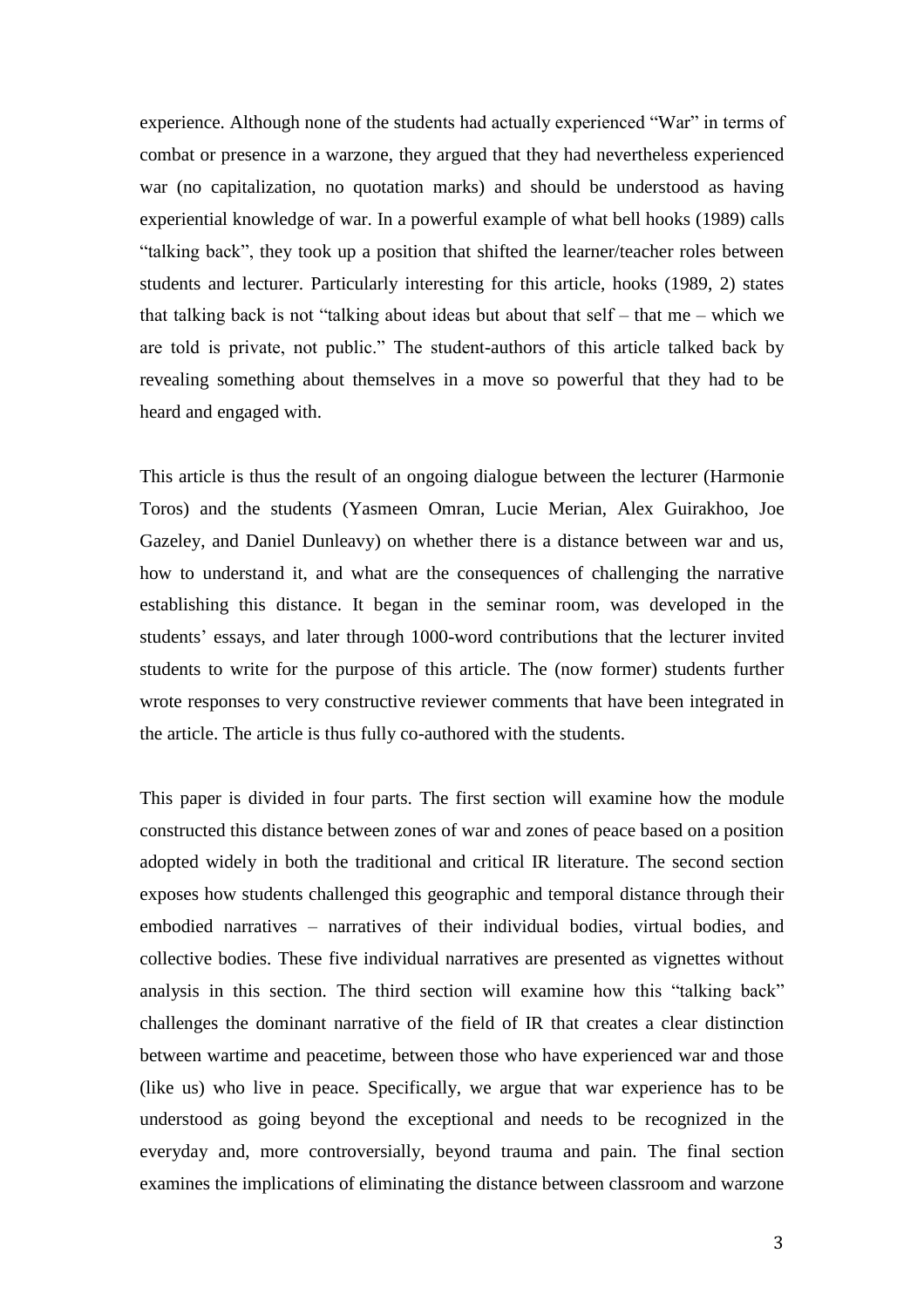experience. Although none of the students had actually experienced "War" in terms of combat or presence in a warzone, they argued that they had nevertheless experienced war (no capitalization, no quotation marks) and should be understood as having experiential knowledge of war. In a powerful example of what bell hooks (1989) calls "talking back", they took up a position that shifted the learner/teacher roles between students and lecturer. Particularly interesting for this article, hooks (1989, 2) states that talking back is not "talking about ideas but about that self – that me – which we are told is private, not public." The student-authors of this article talked back by revealing something about themselves in a move so powerful that they had to be heard and engaged with.

This article is thus the result of an ongoing dialogue between the lecturer (Harmonie Toros) and the students (Yasmeen Omran, Lucie Merian, Alex Guirakhoo, Joe Gazeley, and Daniel Dunleavy) on whether there is a distance between war and us, how to understand it, and what are the consequences of challenging the narrative establishing this distance. It began in the seminar room, was developed in the students' essays, and later through 1000-word contributions that the lecturer invited students to write for the purpose of this article. The (now former) students further wrote responses to very constructive reviewer comments that have been integrated in the article. The article is thus fully co-authored with the students.

This paper is divided in four parts. The first section will examine how the module constructed this distance between zones of war and zones of peace based on a position adopted widely in both the traditional and critical IR literature. The second section exposes how students challenged this geographic and temporal distance through their embodied narratives – narratives of their individual bodies, virtual bodies, and collective bodies. These five individual narratives are presented as vignettes without analysis in this section. The third section will examine how this "talking back" challenges the dominant narrative of the field of IR that creates a clear distinction between wartime and peacetime, between those who have experienced war and those (like us) who live in peace. Specifically, we argue that war experience has to be understood as going beyond the exceptional and needs to be recognized in the everyday and, more controversially, beyond trauma and pain. The final section examines the implications of eliminating the distance between classroom and warzone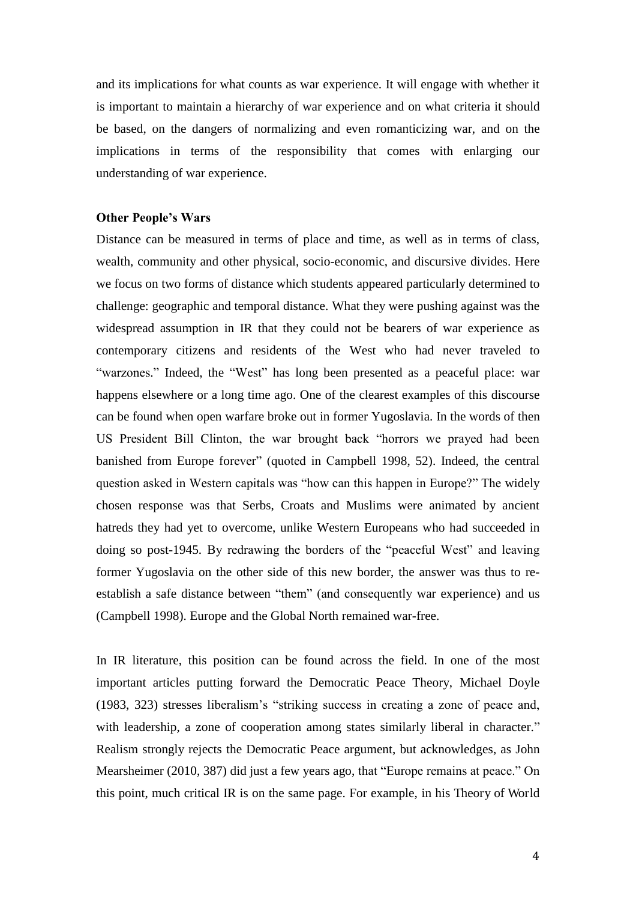and its implications for what counts as war experience. It will engage with whether it is important to maintain a hierarchy of war experience and on what criteria it should be based, on the dangers of normalizing and even romanticizing war, and on the implications in terms of the responsibility that comes with enlarging our understanding of war experience.

**Other People's Wars**

Distance can be measured in terms of place and time, as well as in terms of class, wealth, community and other physical, socio-economic, and discursive divides. Here we focus on two forms of distance which students appeared particularly determined to challenge: geographic and temporal distance. What they were pushing against was the widespread assumption in IR that they could not be bearers of war experience as contemporary citizens and residents of the West who had never traveled to "warzones." Indeed, the "West" has long been presented as a peaceful place: war happens elsewhere or a long time ago. One of the clearest examples of this discourse can be found when open warfare broke out in former Yugoslavia. In the words of then US President Bill Clinton, the war brought back "horrors we prayed had been banished from Europe forever" (quoted in Campbell 1998, 52). Indeed, the central question asked in Western capitals was "how can this happen in Europe?" The widely chosen response was that Serbs, Croats and Muslims were animated by ancient hatreds they had yet to overcome, unlike Western Europeans who had succeeded in doing so post-1945. By redrawing the borders of the "peaceful West" and leaving former Yugoslavia on the other side of this new border, the answer was thus to re-establish a safe distance between "them" (and consequently war experience) and us (Campbell 1998). Europe and the Global North remained war-free.

In IR literature, this position can be found across the field. In one of the most important articles putting forward the Democratic Peace Theory, Michael Doyle (1983, 323) stresses liberalism's "striking success in creating a zone of peace and, with leadership, a zone of cooperation among states similarly liberal in character." Realism strongly rejects the Democratic Peace argument, but acknowledges, as John Mearsheimer (2010, 387) did just a few years ago, that "Europe remains at peace." On this point, much critical IR is on the same page. For example, in his Theory of World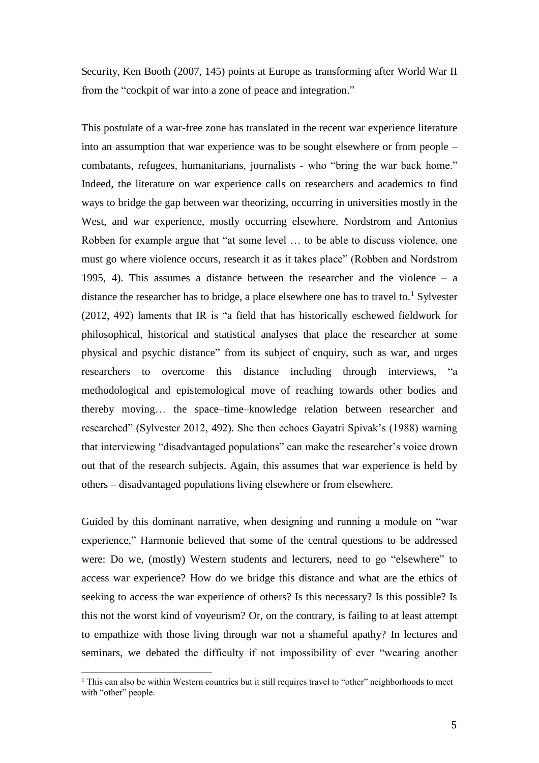Security, Ken Booth (2007, 145) points at Europe as transforming after World War II from the "cockpit of war into a zone of peace and integration."

This postulate of a war-free zone has translated in the recent war experience literature into an assumption that war experience was to be sought elsewhere or from people – combatants, refugees, humanitarians, journalists - who "bring the war back home." Indeed, the literature on war experience calls on researchers and academics to find ways to bridge the gap between war theorizing, occurring in universities mostly in the West, and war experience, mostly occurring elsewhere. Nordstrom and Antonius Robben for example argue that "at some level … to be able to discuss violence, one must go where violence occurs, research it as it takes place" (Robben and Nordstrom 1995, 4). This assumes a distance between the researcher and the violence – a distance the researcher has to bridge, a place elsewhere one has to travel to.[1] Sylvester (2012, 492) laments that IR is "a field that has historically eschewed fieldwork for philosophical, historical and statistical analyses that place the researcher at some physical and psychic distance" from its subject of enquiry, such as war, and urges researchers to overcome this distance including through interviews, "a methodological and epistemological move of reaching towards other bodies and thereby moving… the space–time–knowledge relation between researcher and researched" (Sylvester 2012, 492). She then echoes Gayatri Spivak's (1988) warning that interviewing "disadvantaged populations" can make the researcher's voice drown out that of the research subjects. Again, this assumes that war experience is held by others – disadvantaged populations living elsewhere or from elsewhere.

Guided by this dominant narrative, when designing and running a module on "war experience," Harmonie believed that some of the central questions to be addressed were: Do we, (mostly) Western students and lecturers, need to go "elsewhere" to access war experience? How do we bridge this distance and what are the ethics of seeking to access the war experience of others? Is this necessary? Is this possible? Is this not the worst kind of voyeurism? Or, on the contrary, is failing to at least attempt to empathize with those living through war not a shameful apathy? In lectures and seminars, we debated the difficulty if not impossibility of ever "wearing another

[1] This can also be within Western countries but it still requires travel to "other" neighborhoods to meet with "other" people.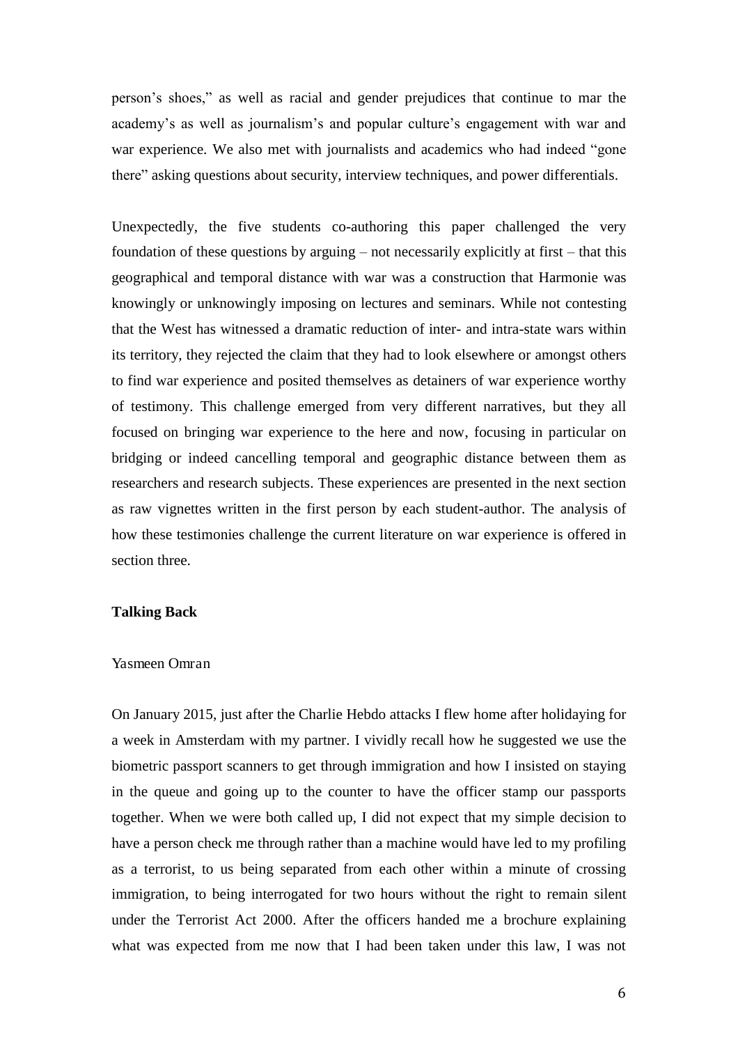person's shoes," as well as racial and gender prejudices that continue to mar the academy's as well as journalism's and popular culture's engagement with war and war experience. We also met with journalists and academics who had indeed "gone there" asking questions about security, interview techniques, and power differentials.

Unexpectedly, the five students co-authoring this paper challenged the very foundation of these questions by arguing – not necessarily explicitly at first – that this geographical and temporal distance with war was a construction that Harmonie was knowingly or unknowingly imposing on lectures and seminars. While not contesting that the West has witnessed a dramatic reduction of inter- and intra-state wars within its territory, they rejected the claim that they had to look elsewhere or amongst others to find war experience and posited themselves as detainers of war experience worthy of testimony. This challenge emerged from very different narratives, but they all focused on bringing war experience to the here and now, focusing in particular on bridging or indeed cancelling temporal and geographic distance between them as researchers and research subjects. These experiences are presented in the next section as raw vignettes written in the first person by each student-author. The analysis of how these testimonies challenge the current literature on war experience is offered in section three.

## Talking Back

Yasmeen Omran

On January 2015, just after the Charlie Hebdo attacks I flew home after holidaying for a week in Amsterdam with my partner. I vividly recall how he suggested we use the biometric passport scanners to get through immigration and how I insisted on staying in the queue and going up to the counter to have the officer stamp our passports together. When we were both called up, I did not expect that my simple decision to have a person check me through rather than a machine would have led to my profiling as a terrorist, to us being separated from each other within a minute of crossing immigration, to being interrogated for two hours without the right to remain silent under the Terrorist Act 2000. After the officers handed me a brochure explaining what was expected from me now that I had been taken under this law, I was not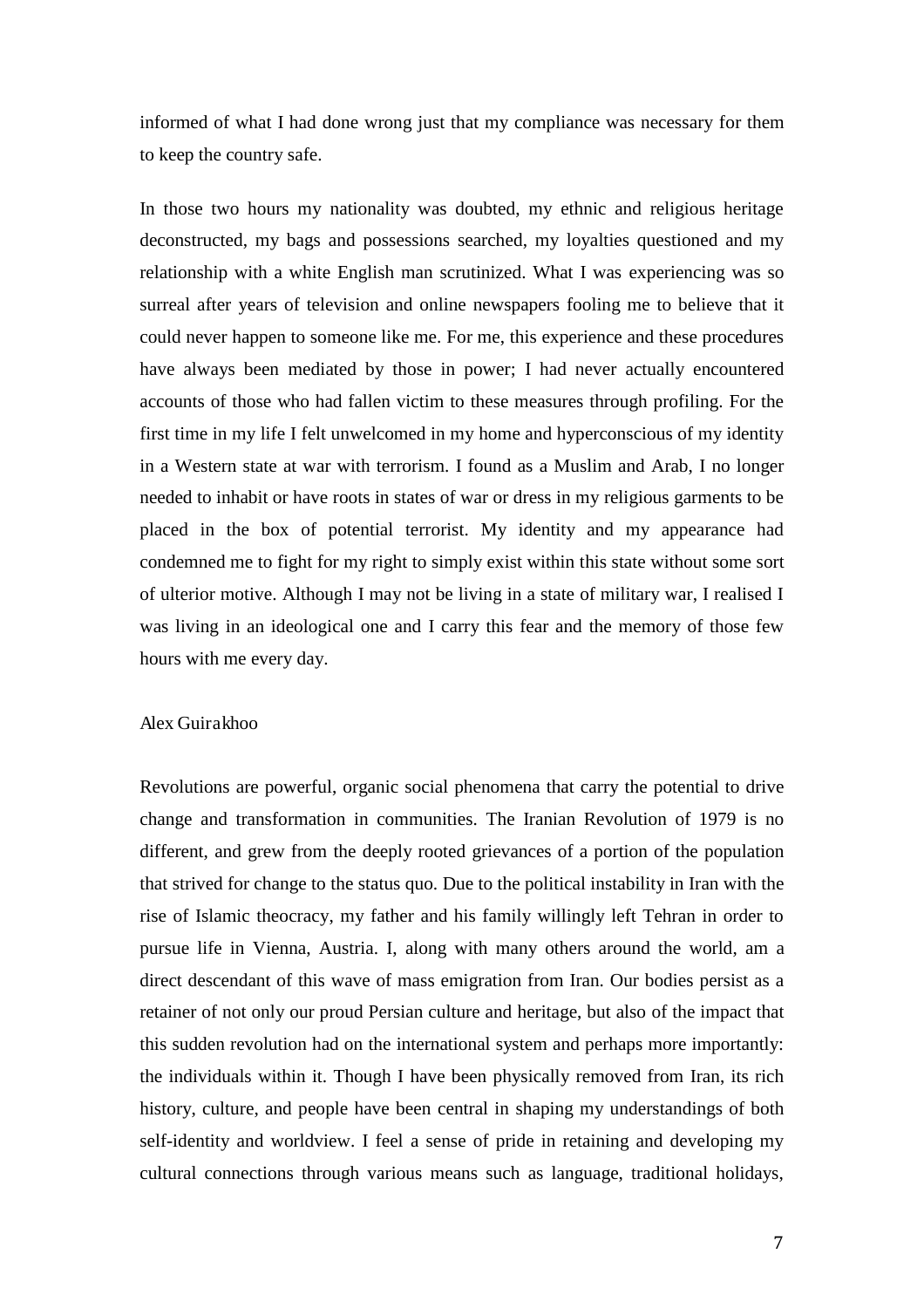informed of what I had done wrong just that my compliance was necessary for them to keep the country safe.

In those two hours my nationality was doubted, my ethnic and religious heritage deconstructed, my bags and possessions searched, my loyalties questioned and my relationship with a white English man scrutinized. What I was experiencing was so surreal after years of television and online newspapers fooling me to believe that it could never happen to someone like me. For me, this experience and these procedures have always been mediated by those in power; I had never actually encountered accounts of those who had fallen victim to these measures through profiling. For the first time in my life I felt unwelcomed in my home and hyperconscious of my identity in a Western state at war with terrorism. I found as a Muslim and Arab, I no longer needed to inhabit or have roots in states of war or dress in my religious garments to be placed in the box of potential terrorist. My identity and my appearance had condemned me to fight for my right to simply exist within this state without some sort of ulterior motive. Although I may not be living in a state of military war, I realised I was living in an ideological one and I carry this fear and the memory of those few hours with me every day.

Alex Guirakhoo

Revolutions are powerful, organic social phenomena that carry the potential to drive change and transformation in communities. The Iranian Revolution of 1979 is no different, and grew from the deeply rooted grievances of a portion of the population that strived for change to the status quo. Due to the political instability in Iran with the rise of Islamic theocracy, my father and his family willingly left Tehran in order to pursue life in Vienna, Austria. I, along with many others around the world, am a direct descendant of this wave of mass emigration from Iran. Our bodies persist as a retainer of not only our proud Persian culture and heritage, but also of the impact that this sudden revolution had on the international system and perhaps more importantly: the individuals within it. Though I have been physically removed from Iran, its rich history, culture, and people have been central in shaping my understandings of both self-identity and worldview. I feel a sense of pride in retaining and developing my cultural connections through various means such as language, traditional holidays,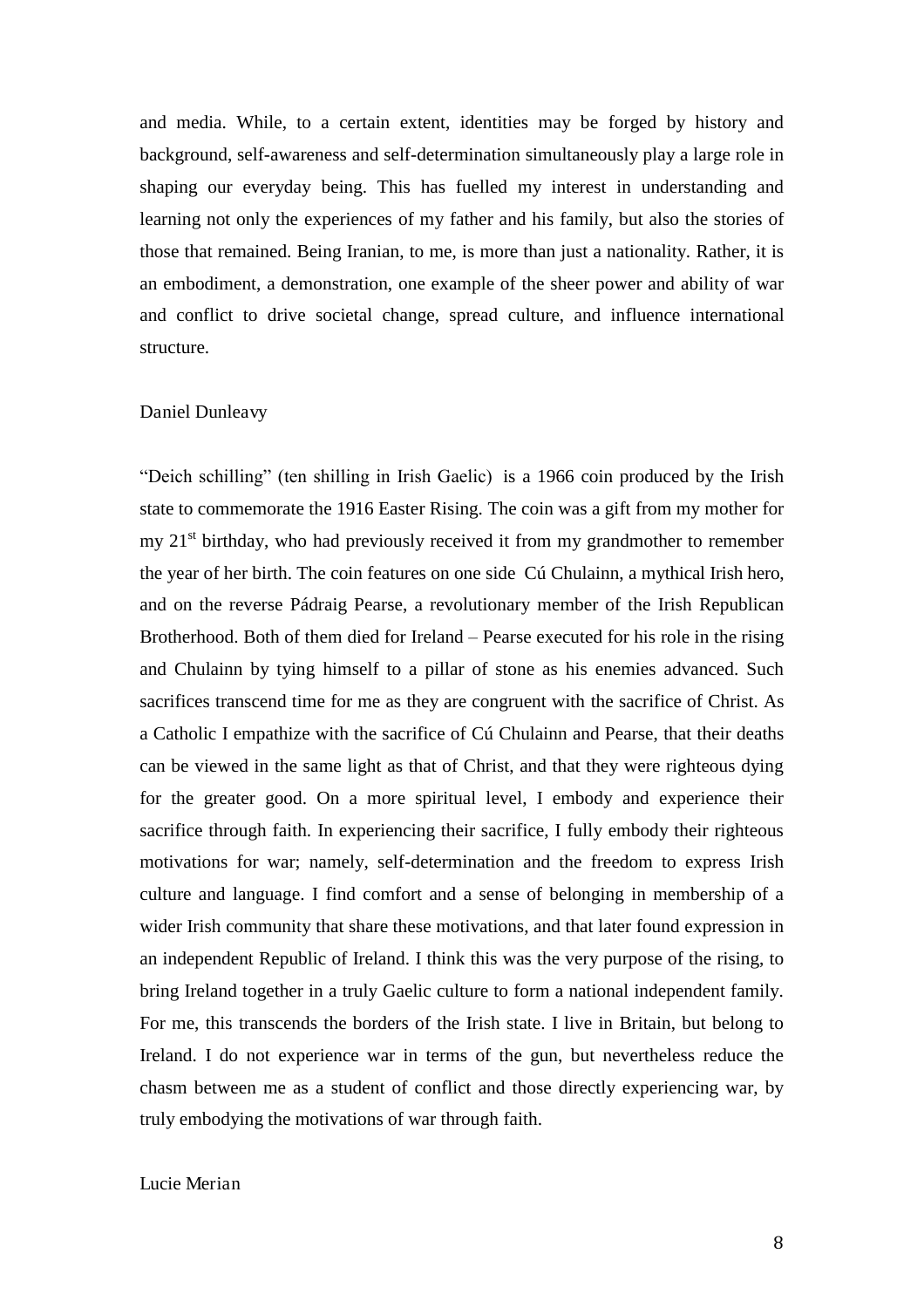and media. While, to a certain extent, identities may be forged by history and background, self-awareness and self-determination simultaneously play a large role in shaping our everyday being. This has fuelled my interest in understanding and learning not only the experiences of my father and his family, but also the stories of those that remained. Being Iranian, to me, is more than just a nationality. Rather, it is an embodiment, a demonstration, one example of the sheer power and ability of war and conflict to drive societal change, spread culture, and influence international structure.

Daniel Dunleavy

"Deich schilling" (ten shilling in Irish Gaelic) is a 1966 coin produced by the Irish state to commemorate the 1916 Easter Rising. The coin was a gift from my mother for my 21st birthday, who had previously received it from my grandmother to remember the year of her birth. The coin features on one side Cú Chulainn, a mythical Irish hero, and on the reverse Pádraig Pearse, a revolutionary member of the Irish Republican Brotherhood. Both of them died for Ireland – Pearse executed for his role in the rising and Chulainn by tying himself to a pillar of stone as his enemies advanced. Such sacrifices transcend time for me as they are congruent with the sacrifice of Christ. As a Catholic I empathize with the sacrifice of Cú Chulainn and Pearse, that their deaths can be viewed in the same light as that of Christ, and that they were righteous dying for the greater good. On a more spiritual level, I embody and experience their sacrifice through faith. In experiencing their sacrifice, I fully embody their righteous motivations for war; namely, self-determination and the freedom to express Irish culture and language. I find comfort and a sense of belonging in membership of a wider Irish community that share these motivations, and that later found expression in an independent Republic of Ireland. I think this was the very purpose of the rising, to bring Ireland together in a truly Gaelic culture to form a national independent family. For me, this transcends the borders of the Irish state. I live in Britain, but belong to Ireland. I do not experience war in terms of the gun, but nevertheless reduce the chasm between me as a student of conflict and those directly experiencing war, by truly embodying the motivations of war through faith.

Lucie Merian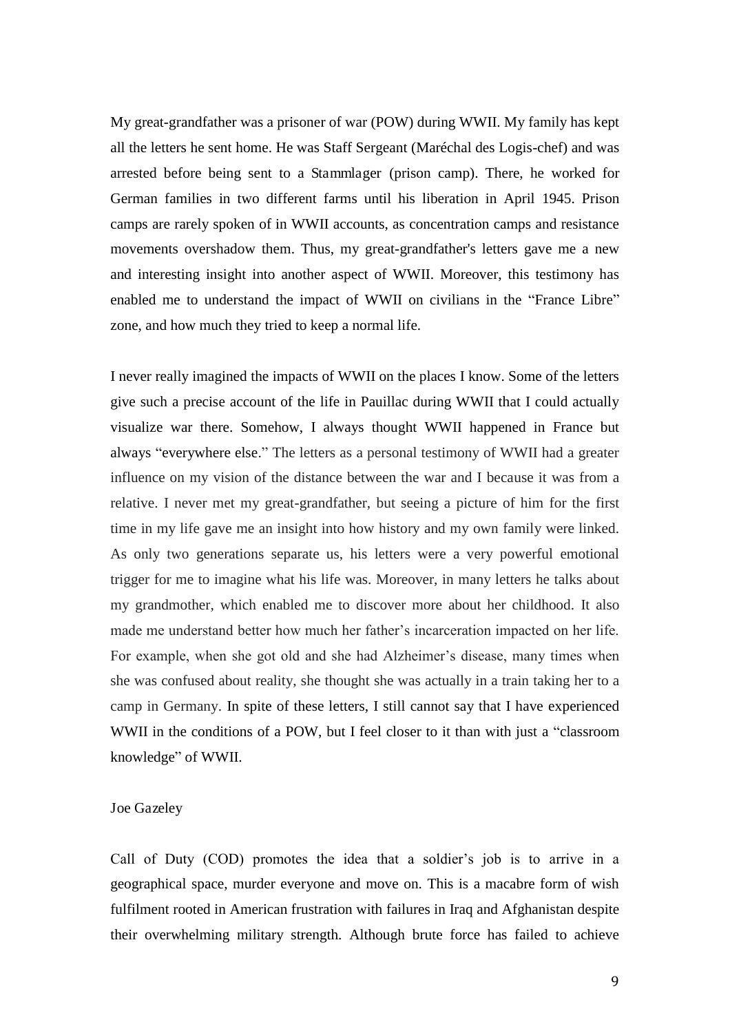My great-grandfather was a prisoner of war (POW) during WWII. My family has kept all the letters he sent home. He was Staff Sergeant (Maréchal des Logis-chef) and was arrested before being sent to a Stammlager (prison camp). There, he worked for German families in two different farms until his liberation in April 1945. Prison camps are rarely spoken of in WWII accounts, as concentration camps and resistance movements overshadow them. Thus, my great-grandfather's letters gave me a new and interesting insight into another aspect of WWII. Moreover, this testimony has enabled me to understand the impact of WWII on civilians in the "France Libre" zone, and how much they tried to keep a normal life.

I never really imagined the impacts of WWII on the places I know. Some of the letters give such a precise account of the life in Pauillac during WWII that I could actually visualize war there. Somehow, I always thought WWII happened in France but always "everywhere else." The letters as a personal testimony of WWII had a greater influence on my vision of the distance between the war and I because it was from a relative. I never met my great-grandfather, but seeing a picture of him for the first time in my life gave me an insight into how history and my own family were linked. As only two generations separate us, his letters were a very powerful emotional trigger for me to imagine what his life was. Moreover, in many letters he talks about my grandmother, which enabled me to discover more about her childhood. It also made me understand better how much her father's incarceration impacted on her life. For example, when she got old and she had Alzheimer's disease, many times when she was confused about reality, she thought she was actually in a train taking her to a camp in Germany. In spite of these letters, I still cannot say that I have experienced WWII in the conditions of a POW, but I feel closer to it than with just a "classroom knowledge" of WWII.

Joe Gazeley

Call of Duty (COD) promotes the idea that a soldier's job is to arrive in a geographical space, murder everyone and move on. This is a macabre form of wish fulfilment rooted in American frustration with failures in Iraq and Afghanistan despite their overwhelming military strength. Although brute force has failed to achieve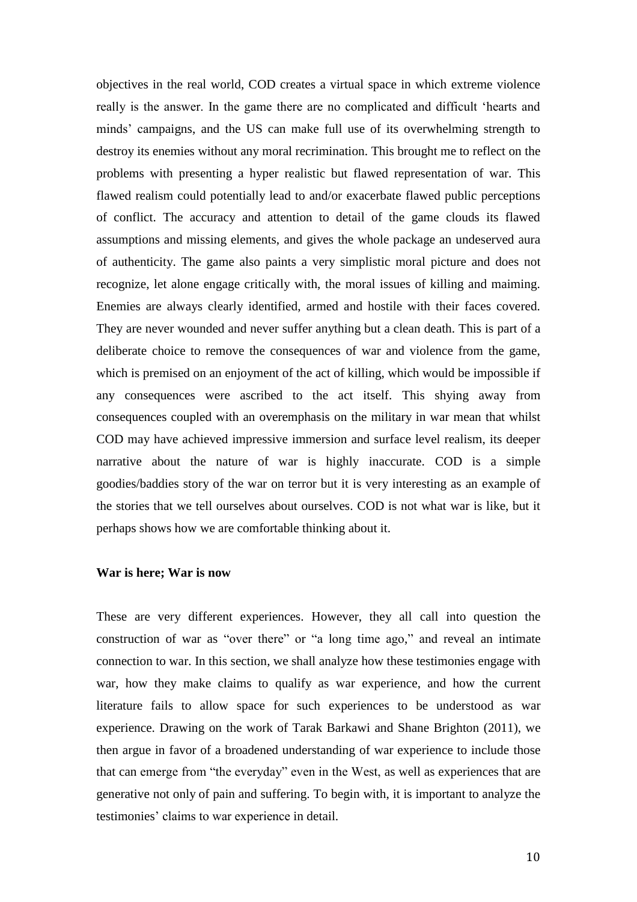objectives in the real world, COD creates a virtual space in which extreme violence really is the answer. In the game there are no complicated and difficult ‘hearts and minds’ campaigns, and the US can make full use of its overwhelming strength to destroy its enemies without any moral recrimination. This brought me to reflect on the problems with presenting a hyper realistic but flawed representation of war. This flawed realism could potentially lead to and/or exacerbate flawed public perceptions of conflict. The accuracy and attention to detail of the game clouds its flawed assumptions and missing elements, and gives the whole package an undeserved aura of authenticity. The game also paints a very simplistic moral picture and does not recognize, let alone engage critically with, the moral issues of killing and maiming. Enemies are always clearly identified, armed and hostile with their faces covered. They are never wounded and never suffer anything but a clean death. This is part of a deliberate choice to remove the consequences of war and violence from the game, which is premised on an enjoyment of the act of killing, which would be impossible if any consequences were ascribed to the act itself. This shying away from consequences coupled with an overemphasis on the military in war mean that whilst COD may have achieved impressive immersion and surface level realism, its deeper narrative about the nature of war is highly inaccurate. COD is a simple goodies/baddies story of the war on terror but it is very interesting as an example of the stories that we tell ourselves about ourselves. COD is not what war is like, but it perhaps shows how we are comfortable thinking about it.

**War is here; War is now**

These are very different experiences. However, they all call into question the construction of war as “over there” or “a long time ago,” and reveal an intimate connection to war. In this section, we shall analyze how these testimonies engage with war, how they make claims to qualify as war experience, and how the current literature fails to allow space for such experiences to be understood as war experience. Drawing on the work of Tarak Barkawi and Shane Brighton (2011), we then argue in favor of a broadened understanding of war experience to include those that can emerge from “the everyday” even in the West, as well as experiences that are generative not only of pain and suffering. To begin with, it is important to analyze the testimonies’ claims to war experience in detail.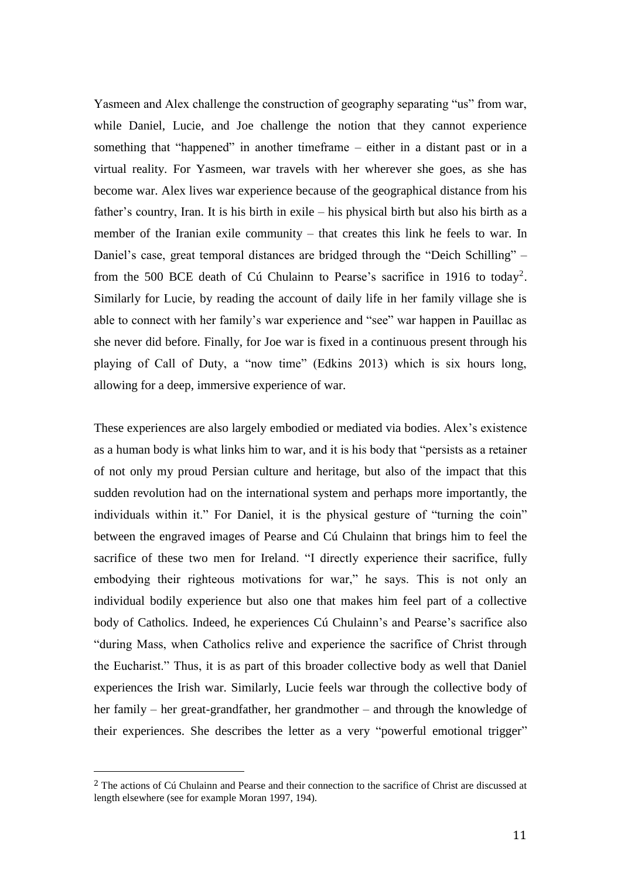Yasmeen and Alex challenge the construction of geography separating "us" from war, while Daniel, Lucie, and Joe challenge the notion that they cannot experience something that "happened" in another timeframe – either in a distant past or in a virtual reality. For Yasmeen, war travels with her wherever she goes, as she has become war. Alex lives war experience because of the geographical distance from his father's country, Iran. It is his birth in exile – his physical birth but also his birth as a member of the Iranian exile community – that creates this link he feels to war. In Daniel's case, great temporal distances are bridged through the "Deich Schilling" – from the 500 BCE death of Cú Chulainn to Pearse's sacrifice in 1916 to today[2]. Similarly for Lucie, by reading the account of daily life in her family village she is able to connect with her family's war experience and "see" war happen in Pauillac as she never did before. Finally, for Joe war is fixed in a continuous present through his playing of Call of Duty, a "now time" (Edkins 2013) which is six hours long, allowing for a deep, immersive experience of war.

These experiences are also largely embodied or mediated via bodies. Alex's existence as a human body is what links him to war, and it is his body that "persists as a retainer of not only my proud Persian culture and heritage, but also of the impact that this sudden revolution had on the international system and perhaps more importantly, the individuals within it." For Daniel, it is the physical gesture of "turning the coin" between the engraved images of Pearse and Cú Chulainn that brings him to feel the sacrifice of these two men for Ireland. "I directly experience their sacrifice, fully embodying their righteous motivations for war," he says. This is not only an individual bodily experience but also one that makes him feel part of a collective body of Catholics. Indeed, he experiences Cú Chulainn's and Pearse's sacrifice also "during Mass, when Catholics relive and experience the sacrifice of Christ through the Eucharist." Thus, it is as part of this broader collective body as well that Daniel experiences the Irish war. Similarly, Lucie feels war through the collective body of her family – her great-grandfather, her grandmother – and through the knowledge of their experiences. She describes the letter as a very "powerful emotional trigger"

[2] The actions of Cú Chulainn and Pearse and their connection to the sacrifice of Christ are discussed at length elsewhere (see for example Moran 1997, 194).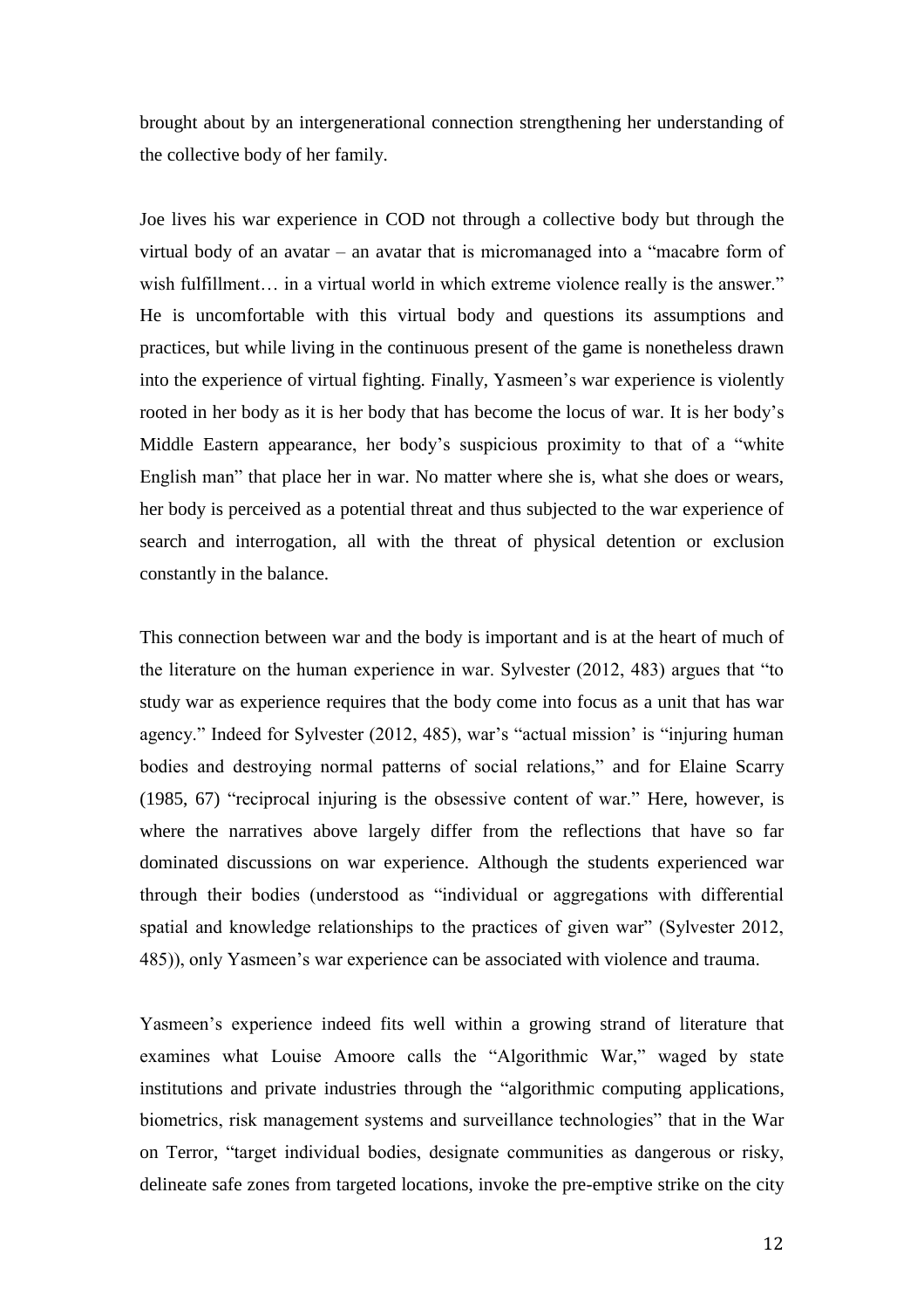brought about by an intergenerational connection strengthening her understanding of the collective body of her family.

Joe lives his war experience in COD not through a collective body but through the virtual body of an avatar – an avatar that is micromanaged into a "macabre form of wish fulfillment… in a virtual world in which extreme violence really is the answer." He is uncomfortable with this virtual body and questions its assumptions and practices, but while living in the continuous present of the game is nonetheless drawn into the experience of virtual fighting. Finally, Yasmeen's war experience is violently rooted in her body as it is her body that has become the locus of war. It is her body's Middle Eastern appearance, her body's suspicious proximity to that of a "white English man" that place her in war. No matter where she is, what she does or wears, her body is perceived as a potential threat and thus subjected to the war experience of search and interrogation, all with the threat of physical detention or exclusion constantly in the balance.

This connection between war and the body is important and is at the heart of much of the literature on the human experience in war. Sylvester (2012, 483) argues that "to study war as experience requires that the body come into focus as a unit that has war agency." Indeed for Sylvester (2012, 485), war's "actual mission' is "injuring human bodies and destroying normal patterns of social relations," and for Elaine Scarry (1985, 67) "reciprocal injuring is the obsessive content of war." Here, however, is where the narratives above largely differ from the reflections that have so far dominated discussions on war experience. Although the students experienced war through their bodies (understood as "individual or aggregations with differential spatial and knowledge relationships to the practices of given war" (Sylvester 2012, 485)), only Yasmeen's war experience can be associated with violence and trauma.

Yasmeen's experience indeed fits well within a growing strand of literature that examines what Louise Amoore calls the "Algorithmic War," waged by state institutions and private industries through the "algorithmic computing applications, biometrics, risk management systems and surveillance technologies" that in the War on Terror, "target individual bodies, designate communities as dangerous or risky, delineate safe zones from targeted locations, invoke the pre-emptive strike on the city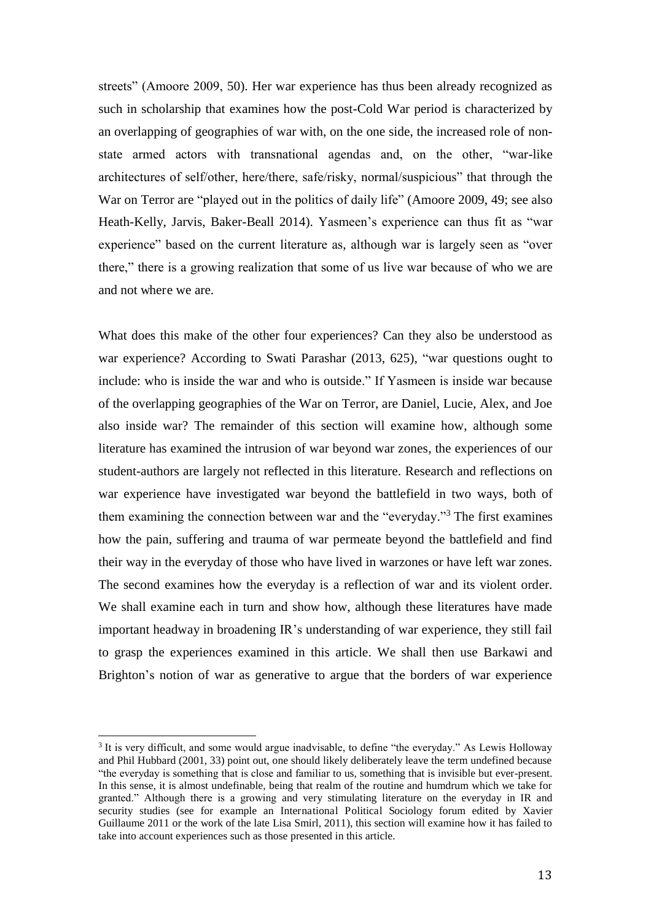streets" (Amoore 2009, 50). Her war experience has thus been already recognized as such in scholarship that examines how the post-Cold War period is characterized by an overlapping of geographies of war with, on the one side, the increased role of non-state armed actors with transnational agendas and, on the other, "war-like architectures of self/other, here/there, safe/risky, normal/suspicious" that through the War on Terror are "played out in the politics of daily life" (Amoore 2009, 49; see also Heath-Kelly, Jarvis, Baker-Beall 2014). Yasmeen's experience can thus fit as "war experience" based on the current literature as, although war is largely seen as "over there," there is a growing realization that some of us live war because of who we are and not where we are.

What does this make of the other four experiences? Can they also be understood as war experience? According to Swati Parashar (2013, 625), "war questions ought to include: who is inside the war and who is outside." If Yasmeen is inside war because of the overlapping geographies of the War on Terror, are Daniel, Lucie, Alex, and Joe also inside war? The remainder of this section will examine how, although some literature has examined the intrusion of war beyond war zones, the experiences of our student-authors are largely not reflected in this literature. Research and reflections on war experience have investigated war beyond the battlefield in two ways, both of them examining the connection between war and the "everyday."[3] The first examines how the pain, suffering and trauma of war permeate beyond the battlefield and find their way in the everyday of those who have lived in warzones or have left war zones. The second examines how the everyday is a reflection of war and its violent order. We shall examine each in turn and show how, although these literatures have made important headway in broadening IR's understanding of war experience, they still fail to grasp the experiences examined in this article. We shall then use Barkawi and Brighton's notion of war as generative to argue that the borders of war experience

[3] It is very difficult, and some would argue inadvisable, to define "the everyday." As Lewis Holloway and Phil Hubbard (2001, 33) point out, one should likely deliberately leave the term undefined because "the everyday is something that is close and familiar to us, something that is invisible but ever-present. In this sense, it is almost undefinable, being that realm of the routine and humdrum which we take for granted." Although there is a growing and very stimulating literature on the everyday in IR and security studies (see for example an International Political Sociology forum edited by Xavier Guillaume 2011 or the work of the late Lisa Smirl, 2011), this section will examine how it has failed to take into account experiences such as those presented in this article.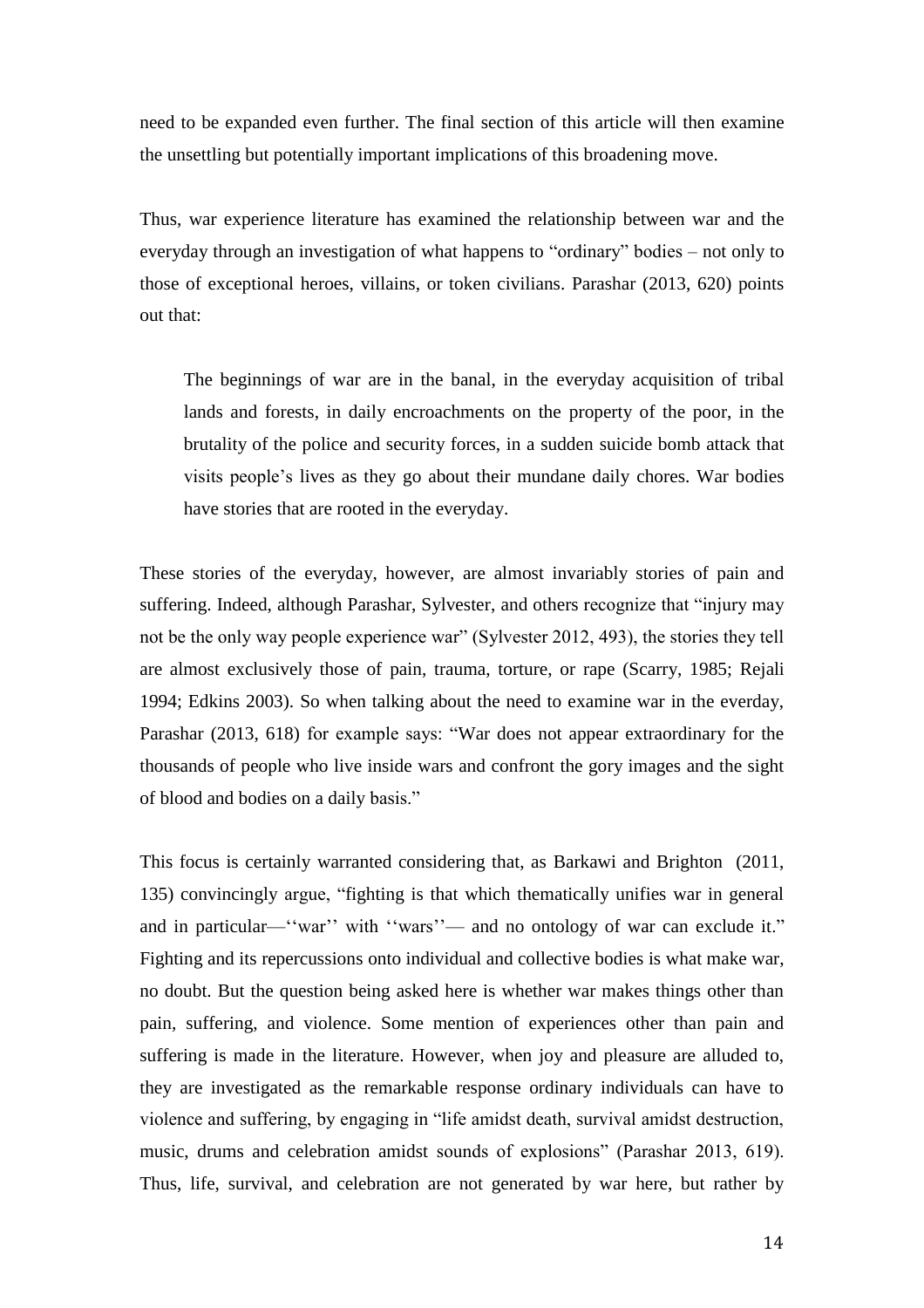need to be expanded even further. The final section of this article will then examine the unsettling but potentially important implications of this broadening move.

Thus, war experience literature has examined the relationship between war and the everyday through an investigation of what happens to "ordinary" bodies – not only to those of exceptional heroes, villains, or token civilians. Parashar (2013, 620) points out that:

> The beginnings of war are in the banal, in the everyday acquisition of tribal lands and forests, in daily encroachments on the property of the poor, in the brutality of the police and security forces, in a sudden suicide bomb attack that visits people's lives as they go about their mundane daily chores. War bodies have stories that are rooted in the everyday.

These stories of the everyday, however, are almost invariably stories of pain and suffering. Indeed, although Parashar, Sylvester, and others recognize that "injury may not be the only way people experience war" (Sylvester 2012, 493), the stories they tell are almost exclusively those of pain, trauma, torture, or rape (Scarry, 1985; Rejali 1994; Edkins 2003). So when talking about the need to examine war in the everday, Parashar (2013, 618) for example says: "War does not appear extraordinary for the thousands of people who live inside wars and confront the gory images and the sight of blood and bodies on a daily basis."

This focus is certainly warranted considering that, as Barkawi and Brighton (2011, 135) convincingly argue, "fighting is that which thematically unifies war in general and in particular—''war'' with ''wars''— and no ontology of war can exclude it." Fighting and its repercussions onto individual and collective bodies is what make war, no doubt. But the question being asked here is whether war makes things other than pain, suffering, and violence. Some mention of experiences other than pain and suffering is made in the literature. However, when joy and pleasure are alluded to, they are investigated as the remarkable response ordinary individuals can have to violence and suffering, by engaging in "life amidst death, survival amidst destruction, music, drums and celebration amidst sounds of explosions" (Parashar 2013, 619). Thus, life, survival, and celebration are not generated by war here, but rather by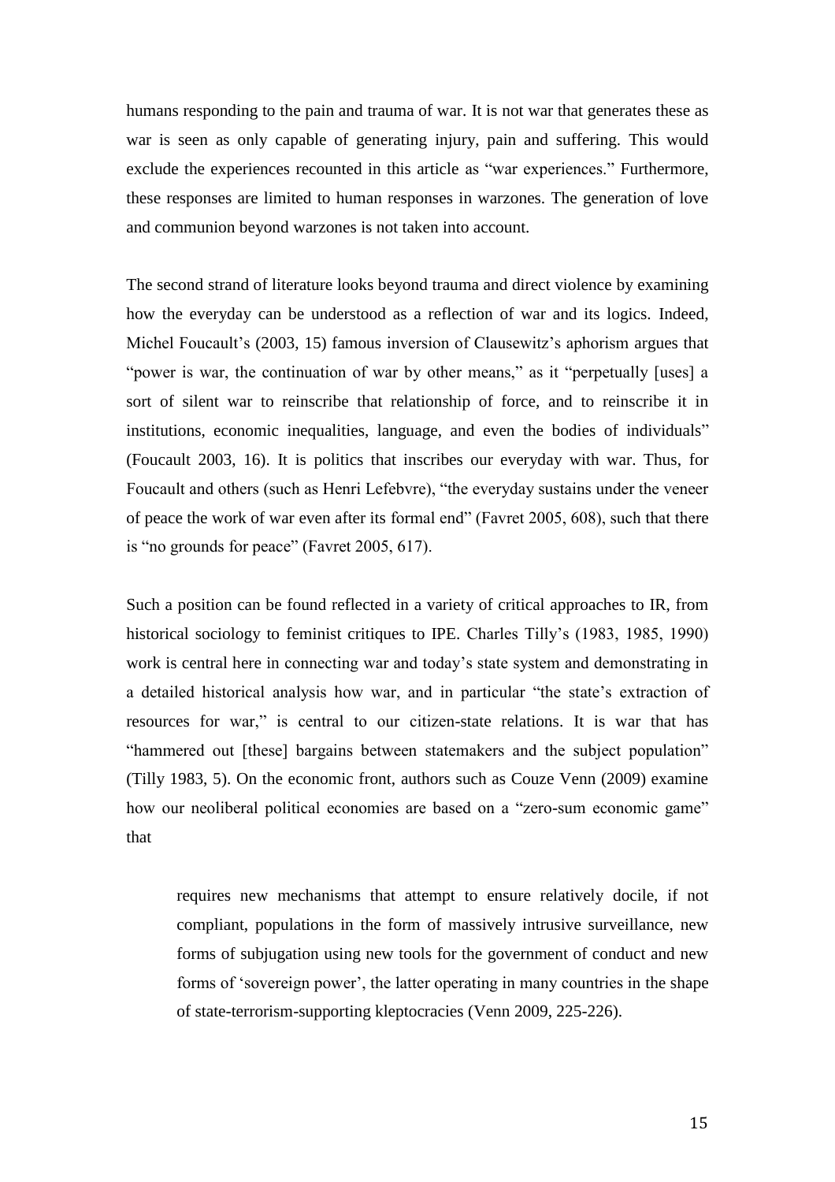humans responding to the pain and trauma of war. It is not war that generates these as war is seen as only capable of generating injury, pain and suffering. This would exclude the experiences recounted in this article as "war experiences." Furthermore, these responses are limited to human responses in warzones. The generation of love and communion beyond warzones is not taken into account.

The second strand of literature looks beyond trauma and direct violence by examining how the everyday can be understood as a reflection of war and its logics. Indeed, Michel Foucault's (2003, 15) famous inversion of Clausewitz's aphorism argues that "power is war, the continuation of war by other means," as it "perpetually [uses] a sort of silent war to reinscribe that relationship of force, and to reinscribe it in institutions, economic inequalities, language, and even the bodies of individuals" (Foucault 2003, 16). It is politics that inscribes our everyday with war. Thus, for Foucault and others (such as Henri Lefebvre), "the everyday sustains under the veneer of peace the work of war even after its formal end" (Favret 2005, 608), such that there is "no grounds for peace" (Favret 2005, 617).

Such a position can be found reflected in a variety of critical approaches to IR, from historical sociology to feminist critiques to IPE. Charles Tilly's (1983, 1985, 1990) work is central here in connecting war and today's state system and demonstrating in a detailed historical analysis how war, and in particular "the state's extraction of resources for war," is central to our citizen-state relations. It is war that has "hammered out [these] bargains between statemakers and the subject population" (Tilly 1983, 5). On the economic front, authors such as Couze Venn (2009) examine how our neoliberal political economies are based on a "zero-sum economic game" that

> requires new mechanisms that attempt to ensure relatively docile, if not compliant, populations in the form of massively intrusive surveillance, new forms of subjugation using new tools for the government of conduct and new forms of 'sovereign power', the latter operating in many countries in the shape of state-terrorism-supporting kleptocracies (Venn 2009, 225-226).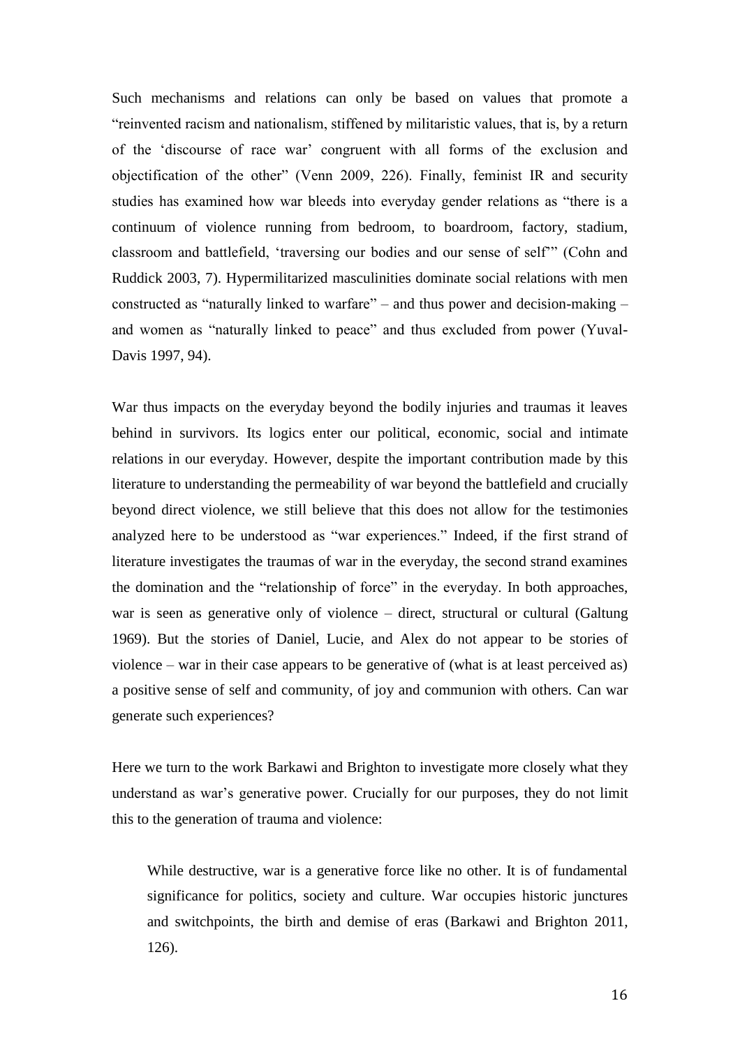Such mechanisms and relations can only be based on values that promote a "reinvented racism and nationalism, stiffened by militaristic values, that is, by a return of the 'discourse of race war' congruent with all forms of the exclusion and objectification of the other" (Venn 2009, 226). Finally, feminist IR and security studies has examined how war bleeds into everyday gender relations as "there is a continuum of violence running from bedroom, to boardroom, factory, stadium, classroom and battlefield, 'traversing our bodies and our sense of self'" (Cohn and Ruddick 2003, 7). Hypermilitarized masculinities dominate social relations with men constructed as "naturally linked to warfare" – and thus power and decision-making – and women as "naturally linked to peace" and thus excluded from power (Yuval-Davis 1997, 94).

War thus impacts on the everyday beyond the bodily injuries and traumas it leaves behind in survivors. Its logics enter our political, economic, social and intimate relations in our everyday. However, despite the important contribution made by this literature to understanding the permeability of war beyond the battlefield and crucially beyond direct violence, we still believe that this does not allow for the testimonies analyzed here to be understood as "war experiences." Indeed, if the first strand of literature investigates the traumas of war in the everyday, the second strand examines the domination and the "relationship of force" in the everyday. In both approaches, war is seen as generative only of violence – direct, structural or cultural (Galtung 1969). But the stories of Daniel, Lucie, and Alex do not appear to be stories of violence – war in their case appears to be generative of (what is at least perceived as) a positive sense of self and community, of joy and communion with others. Can war generate such experiences?

Here we turn to the work Barkawi and Brighton to investigate more closely what they understand as war's generative power. Crucially for our purposes, they do not limit this to the generation of trauma and violence:

> While destructive, war is a generative force like no other. It is of fundamental significance for politics, society and culture. War occupies historic junctures and switchpoints, the birth and demise of eras (Barkawi and Brighton 2011, 126).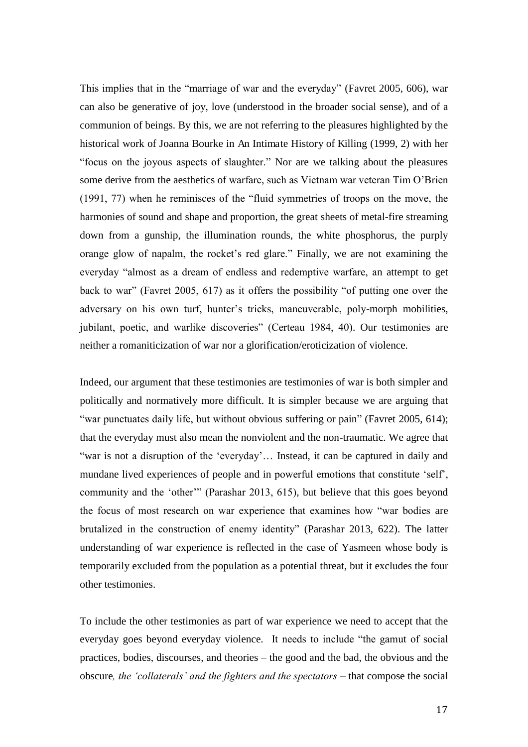This implies that in the "marriage of war and the everyday" (Favret 2005, 606), war can also be generative of joy, love (understood in the broader social sense), and of a communion of beings. By this, we are not referring to the pleasures highlighted by the historical work of Joanna Bourke in An Intimate History of Killing (1999, 2) with her "focus on the joyous aspects of slaughter." Nor are we talking about the pleasures some derive from the aesthetics of warfare, such as Vietnam war veteran Tim O'Brien (1991, 77) when he reminisces of the "fluid symmetries of troops on the move, the harmonies of sound and shape and proportion, the great sheets of metal-fire streaming down from a gunship, the illumination rounds, the white phosphorus, the purply orange glow of napalm, the rocket's red glare." Finally, we are not examining the everyday "almost as a dream of endless and redemptive warfare, an attempt to get back to war" (Favret 2005, 617) as it offers the possibility "of putting one over the adversary on his own turf, hunter's tricks, maneuverable, poly-morph mobilities, jubilant, poetic, and warlike discoveries" (Certeau 1984, 40). Our testimonies are neither a romaniticization of war nor a glorification/eroticization of violence.

Indeed, our argument that these testimonies are testimonies of war is both simpler and politically and normatively more difficult. It is simpler because we are arguing that "war punctuates daily life, but without obvious suffering or pain" (Favret 2005, 614); that the everyday must also mean the nonviolent and the non-traumatic. We agree that "war is not a disruption of the 'everyday'… Instead, it can be captured in daily and mundane lived experiences of people and in powerful emotions that constitute 'self', community and the 'other'" (Parashar 2013, 615), but believe that this goes beyond the focus of most research on war experience that examines how "war bodies are brutalized in the construction of enemy identity" (Parashar 2013, 622). The latter understanding of war experience is reflected in the case of Yasmeen whose body is temporarily excluded from the population as a potential threat, but it excludes the four other testimonies.

To include the other testimonies as part of war experience we need to accept that the everyday goes beyond everyday violence. It needs to include "the gamut of social practices, bodies, discourses, and theories – the good and the bad, the obvious and the obscure*, the 'collaterals' and the fighters and the spectators* – that compose the social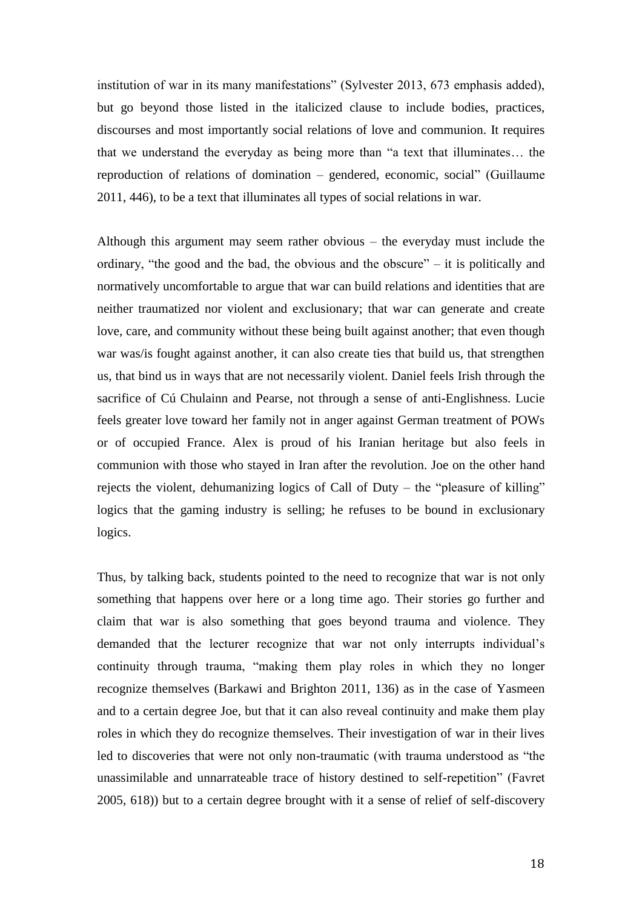institution of war in its many manifestations" (Sylvester 2013, 673 emphasis added), but go beyond those listed in the italicized clause to include bodies, practices, discourses and most importantly social relations of love and communion. It requires that we understand the everyday as being more than "a text that illuminates… the reproduction of relations of domination – gendered, economic, social" (Guillaume 2011, 446), to be a text that illuminates all types of social relations in war.

Although this argument may seem rather obvious – the everyday must include the ordinary, "the good and the bad, the obvious and the obscure" – it is politically and normatively uncomfortable to argue that war can build relations and identities that are neither traumatized nor violent and exclusionary; that war can generate and create love, care, and community without these being built against another; that even though war was/is fought against another, it can also create ties that build us, that strengthen us, that bind us in ways that are not necessarily violent. Daniel feels Irish through the sacrifice of Cú Chulainn and Pearse, not through a sense of anti-Englishness. Lucie feels greater love toward her family not in anger against German treatment of POWs or of occupied France. Alex is proud of his Iranian heritage but also feels in communion with those who stayed in Iran after the revolution. Joe on the other hand rejects the violent, dehumanizing logics of Call of Duty – the "pleasure of killing" logics that the gaming industry is selling; he refuses to be bound in exclusionary logics.

Thus, by talking back, students pointed to the need to recognize that war is not only something that happens over here or a long time ago. Their stories go further and claim that war is also something that goes beyond trauma and violence. They demanded that the lecturer recognize that war not only interrupts individual's continuity through trauma, "making them play roles in which they no longer recognize themselves (Barkawi and Brighton 2011, 136) as in the case of Yasmeen and to a certain degree Joe, but that it can also reveal continuity and make them play roles in which they do recognize themselves. Their investigation of war in their lives led to discoveries that were not only non-traumatic (with trauma understood as "the unassimilable and unnarrateable trace of history destined to self-repetition" (Favret 2005, 618)) but to a certain degree brought with it a sense of relief of self-discovery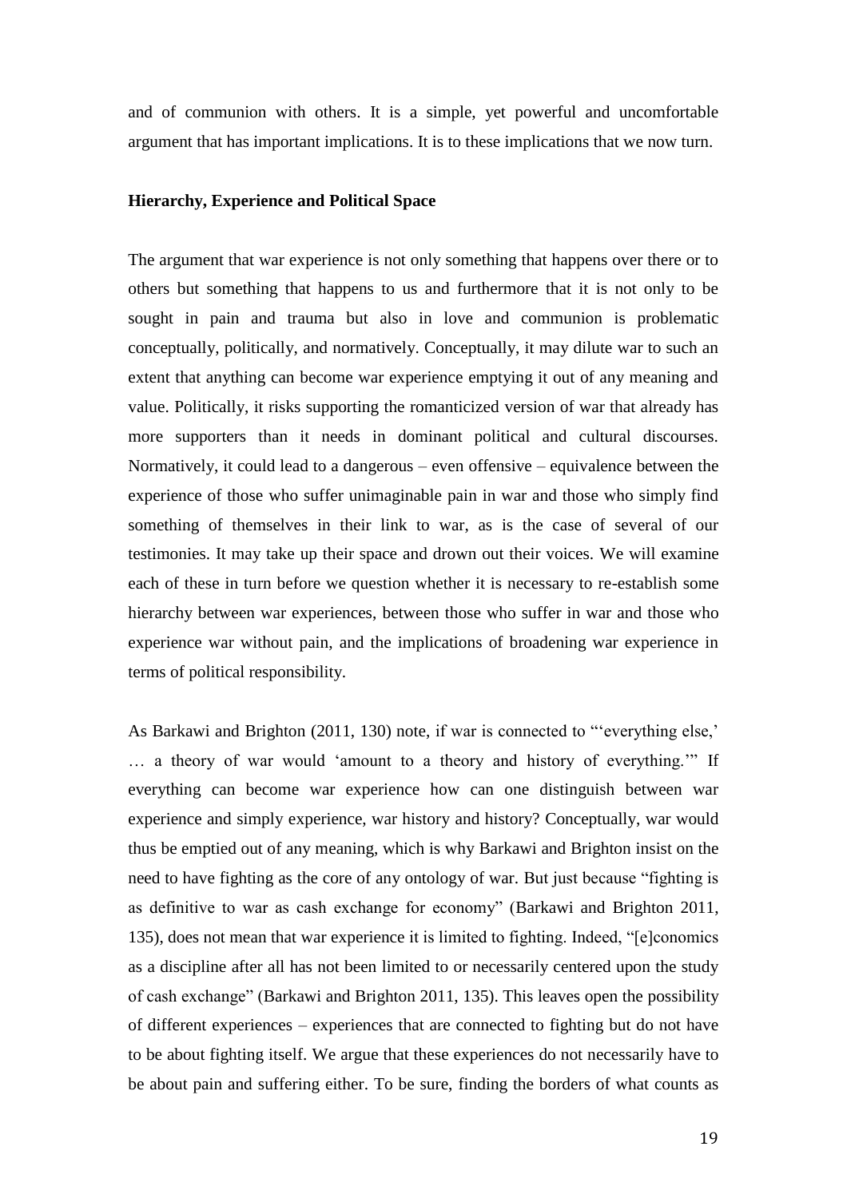and of communion with others. It is a simple, yet powerful and uncomfortable argument that has important implications. It is to these implications that we now turn.

**Hierarchy, Experience and Political Space**

The argument that war experience is not only something that happens over there or to others but something that happens to us and furthermore that it is not only to be sought in pain and trauma but also in love and communion is problematic conceptually, politically, and normatively. Conceptually, it may dilute war to such an extent that anything can become war experience emptying it out of any meaning and value. Politically, it risks supporting the romanticized version of war that already has more supporters than it needs in dominant political and cultural discourses. Normatively, it could lead to a dangerous – even offensive – equivalence between the experience of those who suffer unimaginable pain in war and those who simply find something of themselves in their link to war, as is the case of several of our testimonies. It may take up their space and drown out their voices. We will examine each of these in turn before we question whether it is necessary to re-establish some hierarchy between war experiences, between those who suffer in war and those who experience war without pain, and the implications of broadening war experience in terms of political responsibility.

As Barkawi and Brighton (2011, 130) note, if war is connected to "'everything else,' … a theory of war would 'amount to a theory and history of everything.'" If everything can become war experience how can one distinguish between war experience and simply experience, war history and history? Conceptually, war would thus be emptied out of any meaning, which is why Barkawi and Brighton insist on the need to have fighting as the core of any ontology of war. But just because "fighting is as definitive to war as cash exchange for economy" (Barkawi and Brighton 2011, 135), does not mean that war experience it is limited to fighting. Indeed, "[e]conomics as a discipline after all has not been limited to or necessarily centered upon the study of cash exchange" (Barkawi and Brighton 2011, 135). This leaves open the possibility of different experiences – experiences that are connected to fighting but do not have to be about fighting itself. We argue that these experiences do not necessarily have to be about pain and suffering either. To be sure, finding the borders of what counts as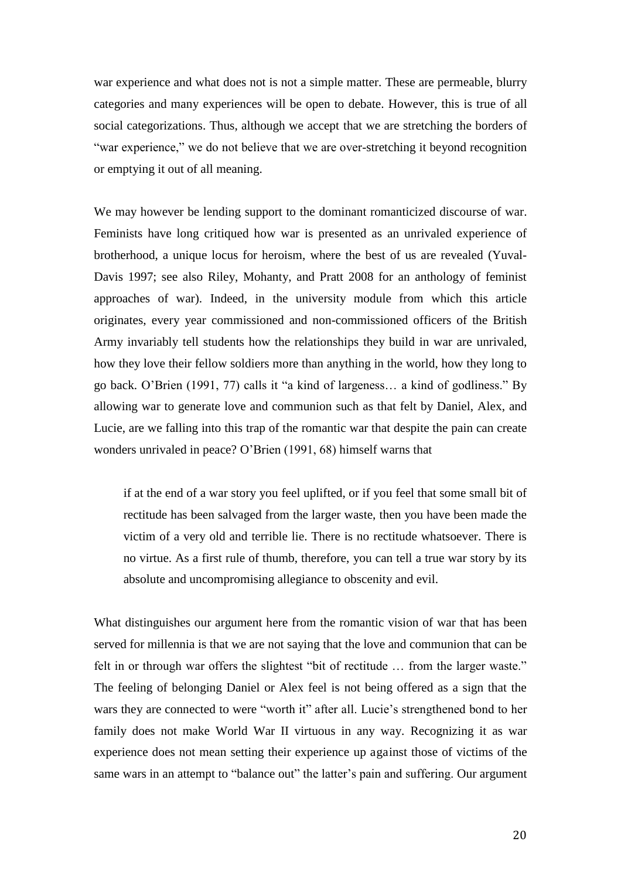war experience and what does not is not a simple matter. These are permeable, blurry categories and many experiences will be open to debate. However, this is true of all social categorizations. Thus, although we accept that we are stretching the borders of "war experience," we do not believe that we are over-stretching it beyond recognition or emptying it out of all meaning.

We may however be lending support to the dominant romanticized discourse of war. Feminists have long critiqued how war is presented as an unrivaled experience of brotherhood, a unique locus for heroism, where the best of us are revealed (Yuval-Davis 1997; see also Riley, Mohanty, and Pratt 2008 for an anthology of feminist approaches of war). Indeed, in the university module from which this article originates, every year commissioned and non-commissioned officers of the British Army invariably tell students how the relationships they build in war are unrivaled, how they love their fellow soldiers more than anything in the world, how they long to go back. O'Brien (1991, 77) calls it "a kind of largeness… a kind of godliness." By allowing war to generate love and communion such as that felt by Daniel, Alex, and Lucie, are we falling into this trap of the romantic war that despite the pain can create wonders unrivaled in peace? O'Brien (1991, 68) himself warns that

> if at the end of a war story you feel uplifted, or if you feel that some small bit of rectitude has been salvaged from the larger waste, then you have been made the victim of a very old and terrible lie. There is no rectitude whatsoever. There is no virtue. As a first rule of thumb, therefore, you can tell a true war story by its absolute and uncompromising allegiance to obscenity and evil.

What distinguishes our argument here from the romantic vision of war that has been served for millennia is that we are not saying that the love and communion that can be felt in or through war offers the slightest "bit of rectitude … from the larger waste." The feeling of belonging Daniel or Alex feel is not being offered as a sign that the wars they are connected to were "worth it" after all. Lucie's strengthened bond to her family does not make World War II virtuous in any way. Recognizing it as war experience does not mean setting their experience up against those of victims of the same wars in an attempt to "balance out" the latter's pain and suffering. Our argument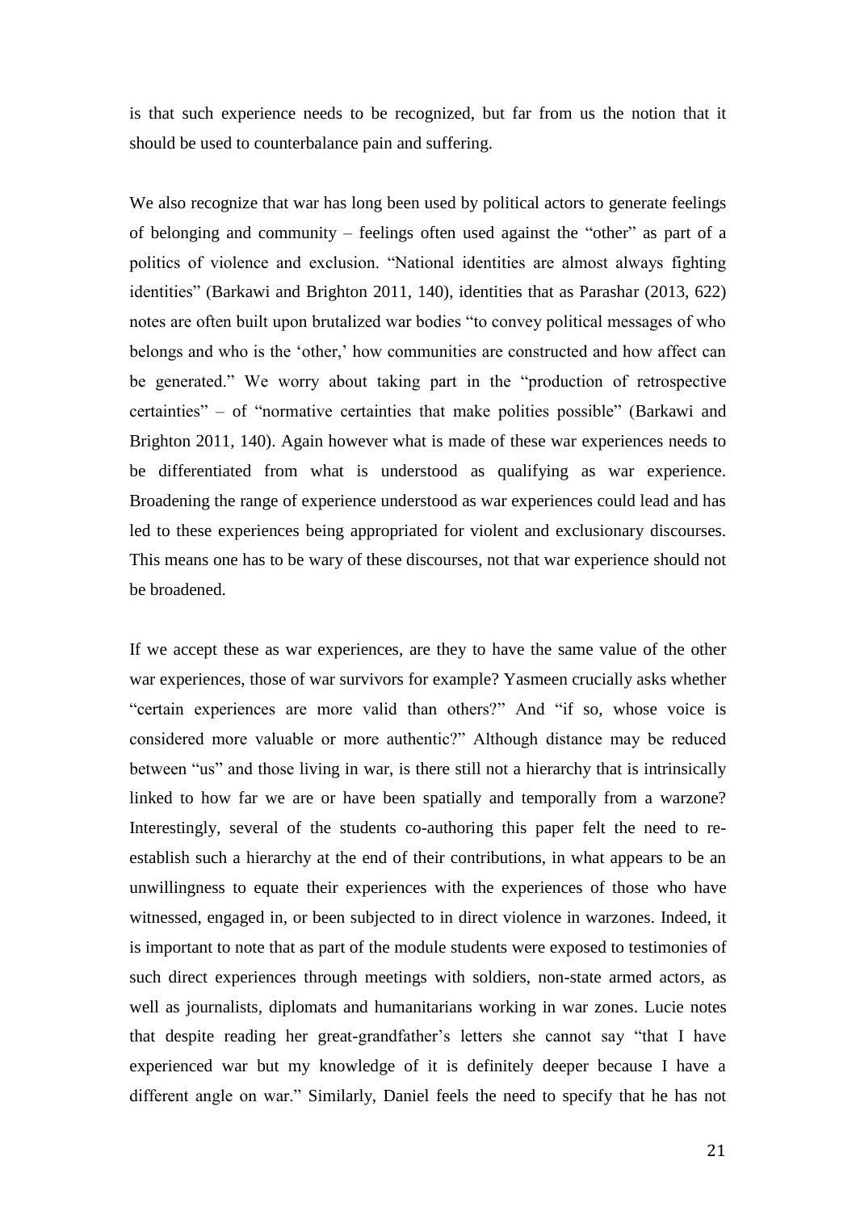is that such experience needs to be recognized, but far from us the notion that it should be used to counterbalance pain and suffering.

We also recognize that war has long been used by political actors to generate feelings of belonging and community – feelings often used against the "other" as part of a politics of violence and exclusion. "National identities are almost always fighting identities" (Barkawi and Brighton 2011, 140), identities that as Parashar (2013, 622) notes are often built upon brutalized war bodies "to convey political messages of who belongs and who is the 'other,' how communities are constructed and how affect can be generated." We worry about taking part in the "production of retrospective certainties" – of "normative certainties that make polities possible" (Barkawi and Brighton 2011, 140). Again however what is made of these war experiences needs to be differentiated from what is understood as qualifying as war experience. Broadening the range of experience understood as war experiences could lead and has led to these experiences being appropriated for violent and exclusionary discourses. This means one has to be wary of these discourses, not that war experience should not be broadened.

If we accept these as war experiences, are they to have the same value of the other war experiences, those of war survivors for example? Yasmeen crucially asks whether "certain experiences are more valid than others?" And "if so, whose voice is considered more valuable or more authentic?" Although distance may be reduced between "us" and those living in war, is there still not a hierarchy that is intrinsically linked to how far we are or have been spatially and temporally from a warzone? Interestingly, several of the students co-authoring this paper felt the need to re-establish such a hierarchy at the end of their contributions, in what appears to be an unwillingness to equate their experiences with the experiences of those who have witnessed, engaged in, or been subjected to in direct violence in warzones. Indeed, it is important to note that as part of the module students were exposed to testimonies of such direct experiences through meetings with soldiers, non-state armed actors, as well as journalists, diplomats and humanitarians working in war zones. Lucie notes that despite reading her great-grandfather's letters she cannot say "that I have experienced war but my knowledge of it is definitely deeper because I have a different angle on war." Similarly, Daniel feels the need to specify that he has not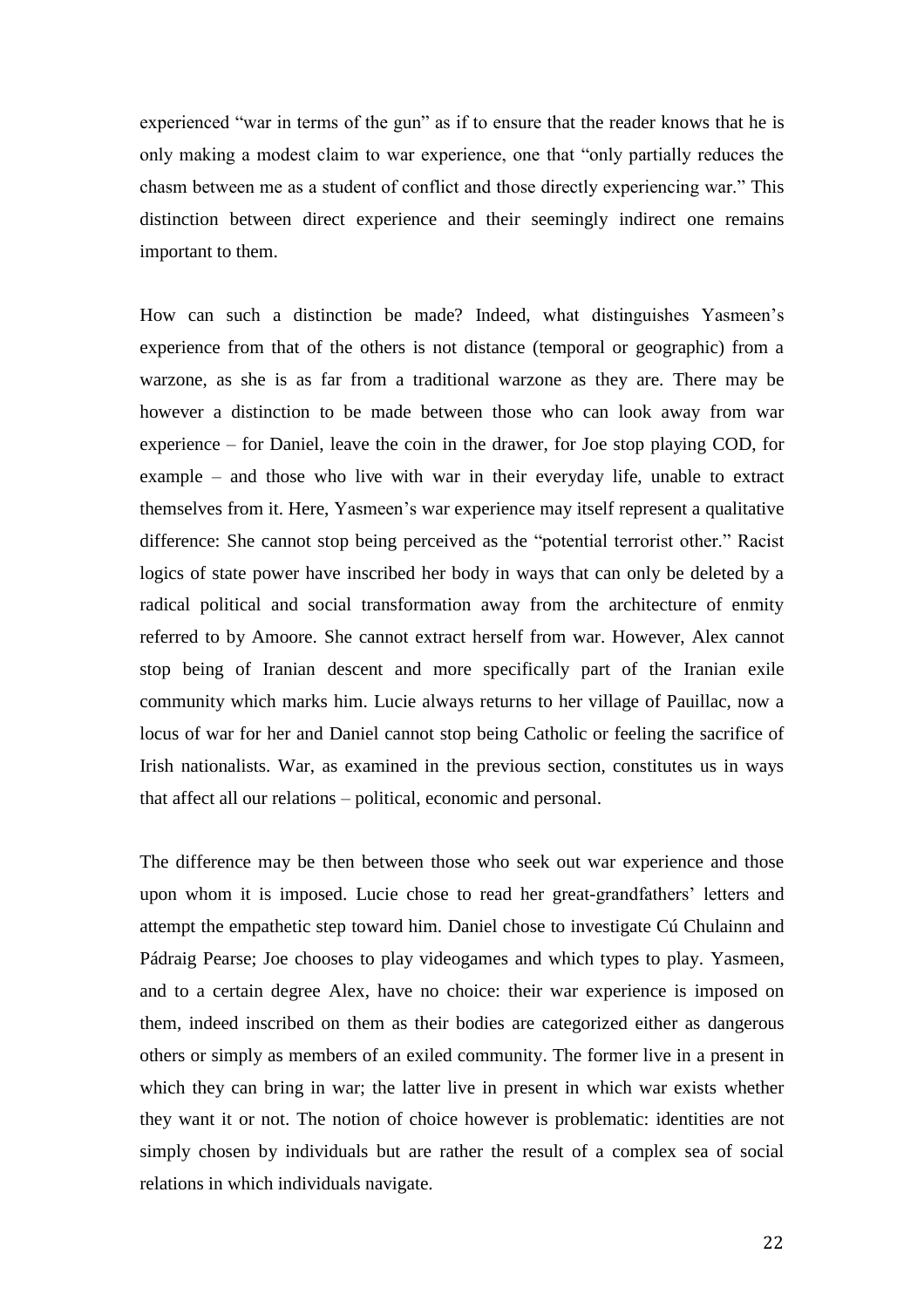experienced "war in terms of the gun" as if to ensure that the reader knows that he is only making a modest claim to war experience, one that "only partially reduces the chasm between me as a student of conflict and those directly experiencing war." This distinction between direct experience and their seemingly indirect one remains important to them.

How can such a distinction be made? Indeed, what distinguishes Yasmeen's experience from that of the others is not distance (temporal or geographic) from a warzone, as she is as far from a traditional warzone as they are. There may be however a distinction to be made between those who can look away from war experience – for Daniel, leave the coin in the drawer, for Joe stop playing COD, for example – and those who live with war in their everyday life, unable to extract themselves from it. Here, Yasmeen's war experience may itself represent a qualitative difference: She cannot stop being perceived as the "potential terrorist other." Racist logics of state power have inscribed her body in ways that can only be deleted by a radical political and social transformation away from the architecture of enmity referred to by Amoore. She cannot extract herself from war. However, Alex cannot stop being of Iranian descent and more specifically part of the Iranian exile community which marks him. Lucie always returns to her village of Pauillac, now a locus of war for her and Daniel cannot stop being Catholic or feeling the sacrifice of Irish nationalists. War, as examined in the previous section, constitutes us in ways that affect all our relations – political, economic and personal.

The difference may be then between those who seek out war experience and those upon whom it is imposed. Lucie chose to read her great-grandfathers' letters and attempt the empathetic step toward him. Daniel chose to investigate Cú Chulainn and Pádraig Pearse; Joe chooses to play videogames and which types to play. Yasmeen, and to a certain degree Alex, have no choice: their war experience is imposed on them, indeed inscribed on them as their bodies are categorized either as dangerous others or simply as members of an exiled community. The former live in a present in which they can bring in war; the latter live in present in which war exists whether they want it or not. The notion of choice however is problematic: identities are not simply chosen by individuals but are rather the result of a complex sea of social relations in which individuals navigate.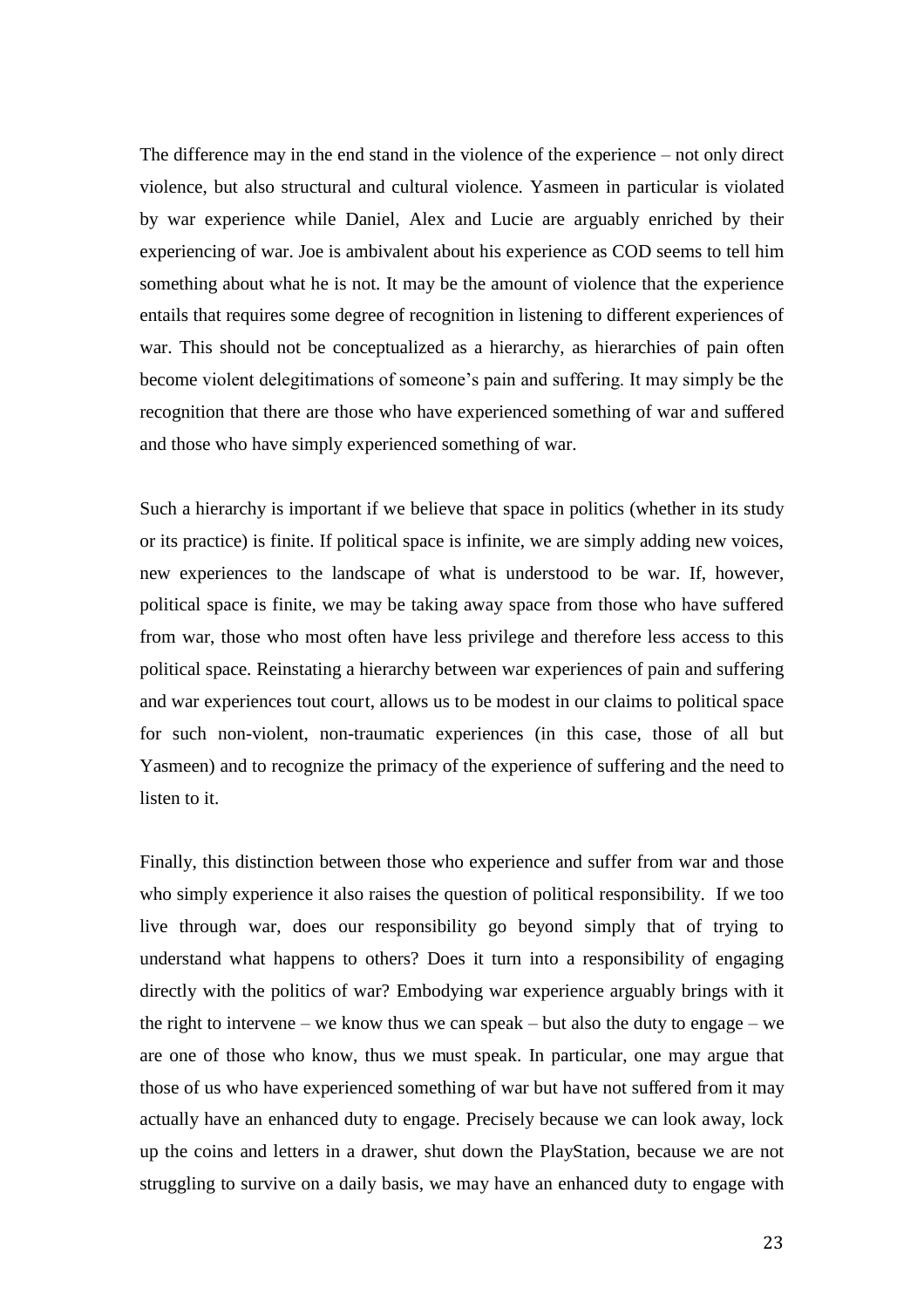The difference may in the end stand in the violence of the experience – not only direct violence, but also structural and cultural violence. Yasmeen in particular is violated by war experience while Daniel, Alex and Lucie are arguably enriched by their experiencing of war. Joe is ambivalent about his experience as COD seems to tell him something about what he is not. It may be the amount of violence that the experience entails that requires some degree of recognition in listening to different experiences of war. This should not be conceptualized as a hierarchy, as hierarchies of pain often become violent delegitimations of someone's pain and suffering. It may simply be the recognition that there are those who have experienced something of war and suffered and those who have simply experienced something of war.

Such a hierarchy is important if we believe that space in politics (whether in its study or its practice) is finite. If political space is infinite, we are simply adding new voices, new experiences to the landscape of what is understood to be war. If, however, political space is finite, we may be taking away space from those who have suffered from war, those who most often have less privilege and therefore less access to this political space. Reinstating a hierarchy between war experiences of pain and suffering and war experiences tout court, allows us to be modest in our claims to political space for such non-violent, non-traumatic experiences (in this case, those of all but Yasmeen) and to recognize the primacy of the experience of suffering and the need to listen to it.

Finally, this distinction between those who experience and suffer from war and those who simply experience it also raises the question of political responsibility. If we too live through war, does our responsibility go beyond simply that of trying to understand what happens to others? Does it turn into a responsibility of engaging directly with the politics of war? Embodying war experience arguably brings with it the right to intervene – we know thus we can speak – but also the duty to engage – we are one of those who know, thus we must speak. In particular, one may argue that those of us who have experienced something of war but have not suffered from it may actually have an enhanced duty to engage. Precisely because we can look away, lock up the coins and letters in a drawer, shut down the PlayStation, because we are not struggling to survive on a daily basis, we may have an enhanced duty to engage with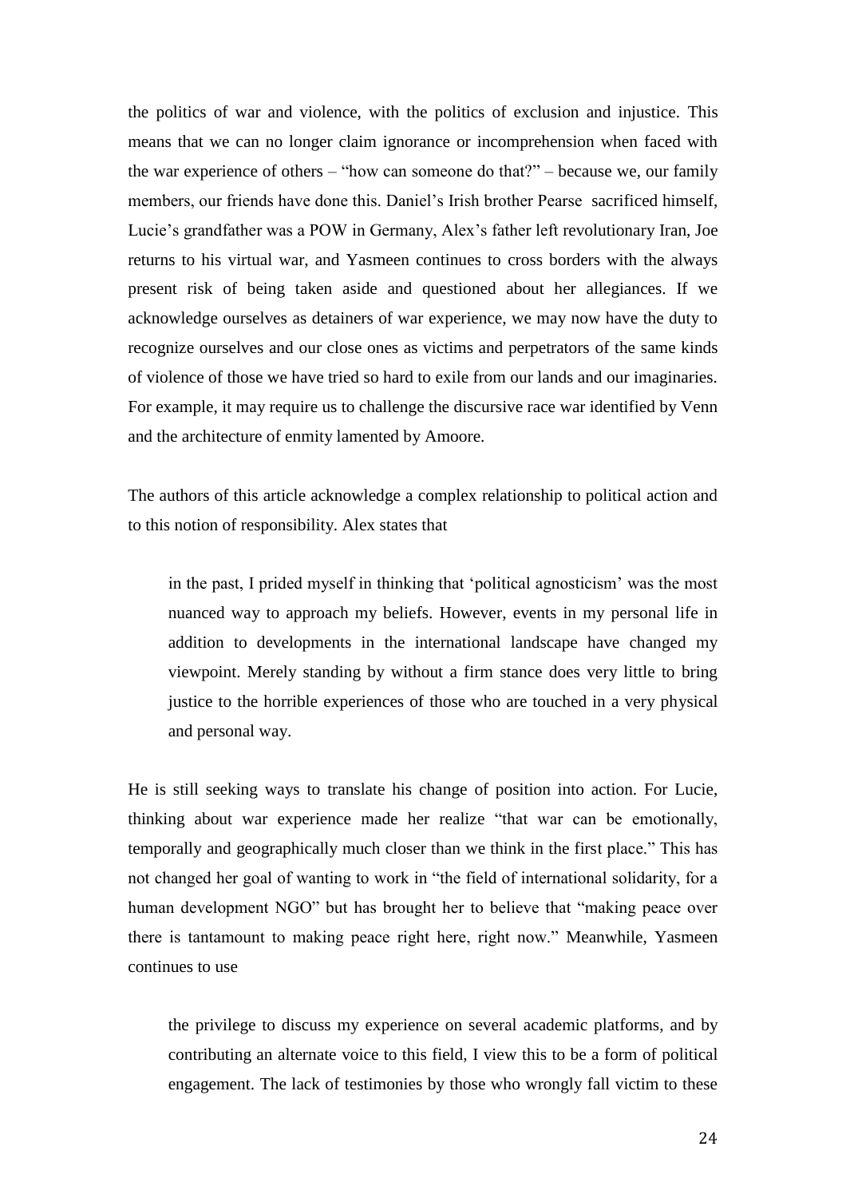the politics of war and violence, with the politics of exclusion and injustice. This means that we can no longer claim ignorance or incomprehension when faced with the war experience of others – "how can someone do that?" – because we, our family members, our friends have done this. Daniel's Irish brother Pearse sacrificed himself, Lucie's grandfather was a POW in Germany, Alex's father left revolutionary Iran, Joe returns to his virtual war, and Yasmeen continues to cross borders with the always present risk of being taken aside and questioned about her allegiances. If we acknowledge ourselves as detainers of war experience, we may now have the duty to recognize ourselves and our close ones as victims and perpetrators of the same kinds of violence of those we have tried so hard to exile from our lands and our imaginaries. For example, it may require us to challenge the discursive race war identified by Venn and the architecture of enmity lamented by Amoore.

The authors of this article acknowledge a complex relationship to political action and to this notion of responsibility. Alex states that

> in the past, I prided myself in thinking that 'political agnosticism' was the most nuanced way to approach my beliefs. However, events in my personal life in addition to developments in the international landscape have changed my viewpoint. Merely standing by without a firm stance does very little to bring justice to the horrible experiences of those who are touched in a very physical and personal way.

He is still seeking ways to translate his change of position into action. For Lucie, thinking about war experience made her realize "that war can be emotionally, temporally and geographically much closer than we think in the first place." This has not changed her goal of wanting to work in "the field of international solidarity, for a human development NGO" but has brought her to believe that "making peace over there is tantamount to making peace right here, right now." Meanwhile, Yasmeen continues to use

> the privilege to discuss my experience on several academic platforms, and by contributing an alternate voice to this field, I view this to be a form of political engagement. The lack of testimonies by those who wrongly fall victim to these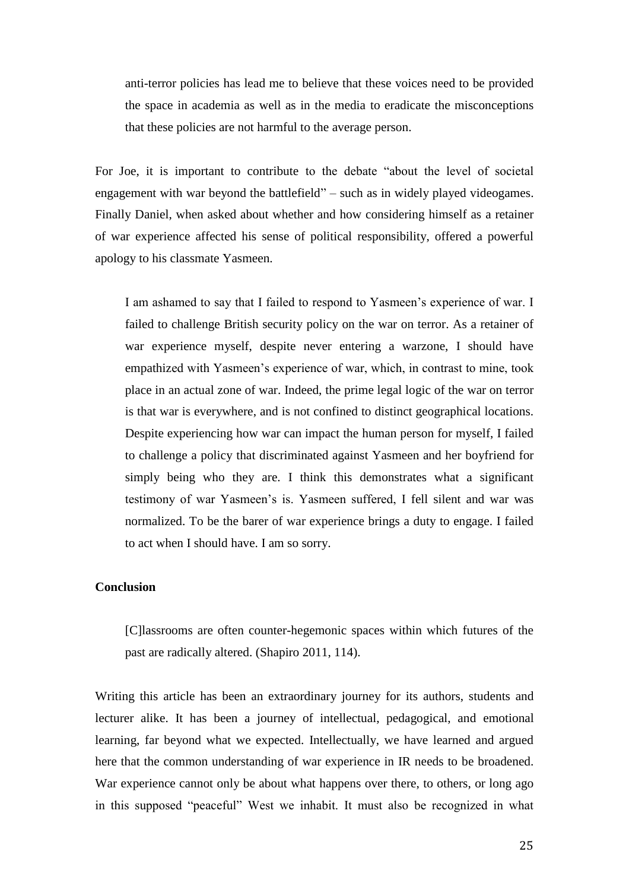> anti-terror policies has lead me to believe that these voices need to be provided the space in academia as well as in the media to eradicate the misconceptions that these policies are not harmful to the average person.

For Joe, it is important to contribute to the debate "about the level of societal engagement with war beyond the battlefield" – such as in widely played videogames. Finally Daniel, when asked about whether and how considering himself as a retainer of war experience affected his sense of political responsibility, offered a powerful apology to his classmate Yasmeen.

> I am ashamed to say that I failed to respond to Yasmeen's experience of war. I failed to challenge British security policy on the war on terror. As a retainer of war experience myself, despite never entering a warzone, I should have empathized with Yasmeen's experience of war, which, in contrast to mine, took place in an actual zone of war. Indeed, the prime legal logic of the war on terror is that war is everywhere, and is not confined to distinct geographical locations. Despite experiencing how war can impact the human person for myself, I failed to challenge a policy that discriminated against Yasmeen and her boyfriend for simply being who they are. I think this demonstrates what a significant testimony of war Yasmeen's is. Yasmeen suffered, I fell silent and war was normalized. To be the barer of war experience brings a duty to engage. I failed to act when I should have. I am so sorry.

## Conclusion

> [C]lassrooms are often counter-hegemonic spaces within which futures of the past are radically altered. (Shapiro 2011, 114).

Writing this article has been an extraordinary journey for its authors, students and lecturer alike. It has been a journey of intellectual, pedagogical, and emotional learning, far beyond what we expected. Intellectually, we have learned and argued here that the common understanding of war experience in IR needs to be broadened. War experience cannot only be about what happens over there, to others, or long ago in this supposed "peaceful" West we inhabit. It must also be recognized in what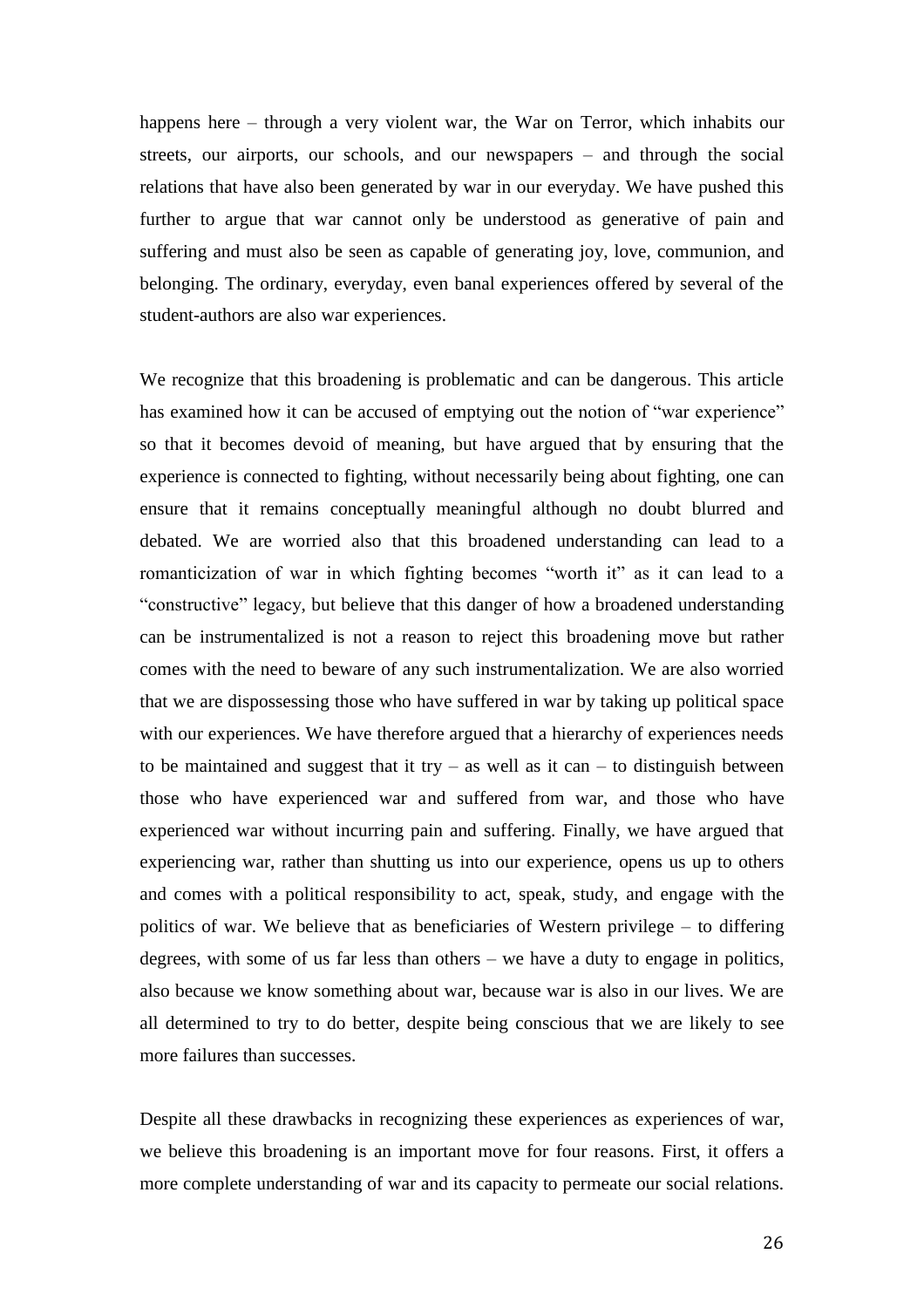happens here – through a very violent war, the War on Terror, which inhabits our streets, our airports, our schools, and our newspapers – and through the social relations that have also been generated by war in our everyday. We have pushed this further to argue that war cannot only be understood as generative of pain and suffering and must also be seen as capable of generating joy, love, communion, and belonging. The ordinary, everyday, even banal experiences offered by several of the student-authors are also war experiences.

We recognize that this broadening is problematic and can be dangerous. This article has examined how it can be accused of emptying out the notion of "war experience" so that it becomes devoid of meaning, but have argued that by ensuring that the experience is connected to fighting, without necessarily being about fighting, one can ensure that it remains conceptually meaningful although no doubt blurred and debated. We are worried also that this broadened understanding can lead to a romanticization of war in which fighting becomes "worth it" as it can lead to a "constructive" legacy, but believe that this danger of how a broadened understanding can be instrumentalized is not a reason to reject this broadening move but rather comes with the need to beware of any such instrumentalization. We are also worried that we are dispossessing those who have suffered in war by taking up political space with our experiences. We have therefore argued that a hierarchy of experiences needs to be maintained and suggest that it try – as well as it can – to distinguish between those who have experienced war and suffered from war, and those who have experienced war without incurring pain and suffering. Finally, we have argued that experiencing war, rather than shutting us into our experience, opens us up to others and comes with a political responsibility to act, speak, study, and engage with the politics of war. We believe that as beneficiaries of Western privilege – to differing degrees, with some of us far less than others – we have a duty to engage in politics, also because we know something about war, because war is also in our lives. We are all determined to try to do better, despite being conscious that we are likely to see more failures than successes.

Despite all these drawbacks in recognizing these experiences as experiences of war, we believe this broadening is an important move for four reasons. First, it offers a more complete understanding of war and its capacity to permeate our social relations.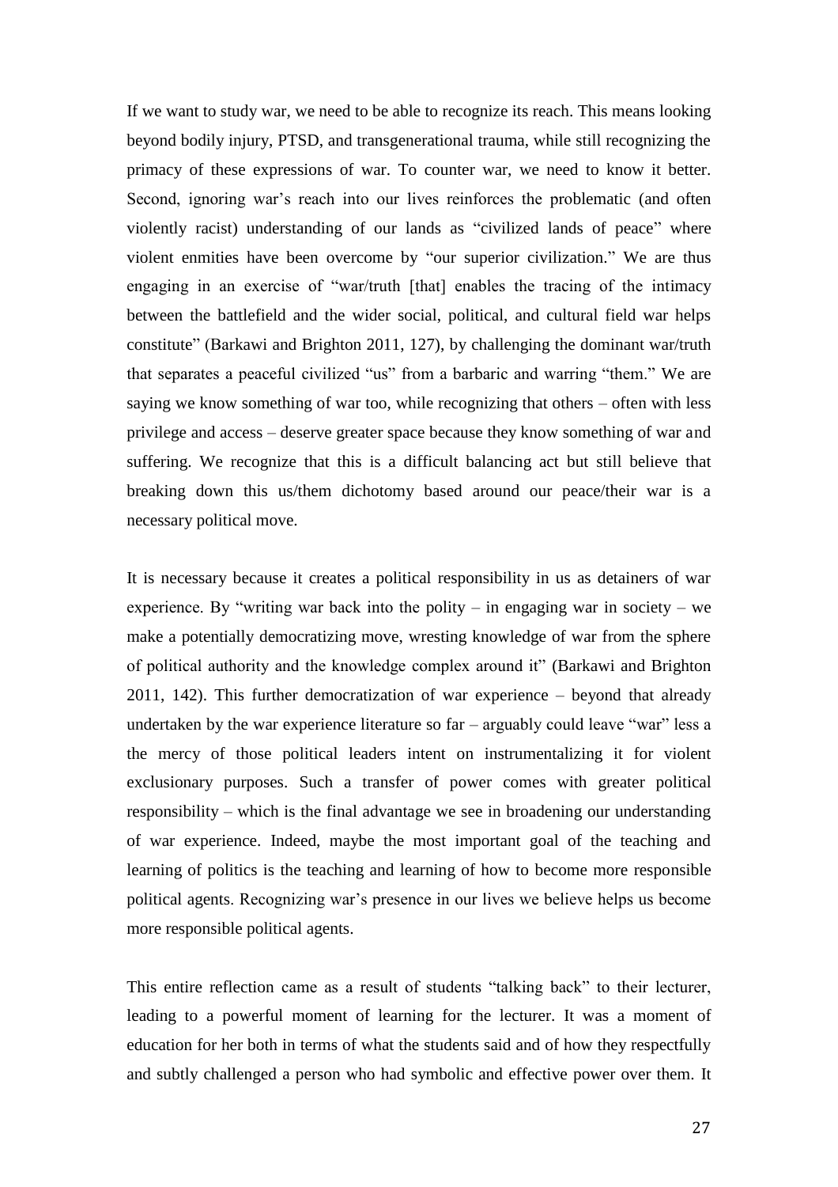If we want to study war, we need to be able to recognize its reach. This means looking beyond bodily injury, PTSD, and transgenerational trauma, while still recognizing the primacy of these expressions of war. To counter war, we need to know it better. Second, ignoring war's reach into our lives reinforces the problematic (and often violently racist) understanding of our lands as "civilized lands of peace" where violent enmities have been overcome by "our superior civilization." We are thus engaging in an exercise of "war/truth [that] enables the tracing of the intimacy between the battlefield and the wider social, political, and cultural field war helps constitute" (Barkawi and Brighton 2011, 127), by challenging the dominant war/truth that separates a peaceful civilized "us" from a barbaric and warring "them." We are saying we know something of war too, while recognizing that others – often with less privilege and access – deserve greater space because they know something of war and suffering. We recognize that this is a difficult balancing act but still believe that breaking down this us/them dichotomy based around our peace/their war is a necessary political move.

It is necessary because it creates a political responsibility in us as detainers of war experience. By "writing war back into the polity – in engaging war in society – we make a potentially democratizing move, wresting knowledge of war from the sphere of political authority and the knowledge complex around it" (Barkawi and Brighton 2011, 142). This further democratization of war experience – beyond that already undertaken by the war experience literature so far – arguably could leave "war" less a the mercy of those political leaders intent on instrumentalizing it for violent exclusionary purposes. Such a transfer of power comes with greater political responsibility – which is the final advantage we see in broadening our understanding of war experience. Indeed, maybe the most important goal of the teaching and learning of politics is the teaching and learning of how to become more responsible political agents. Recognizing war's presence in our lives we believe helps us become more responsible political agents.

This entire reflection came as a result of students "talking back" to their lecturer, leading to a powerful moment of learning for the lecturer. It was a moment of education for her both in terms of what the students said and of how they respectfully and subtly challenged a person who had symbolic and effective power over them. It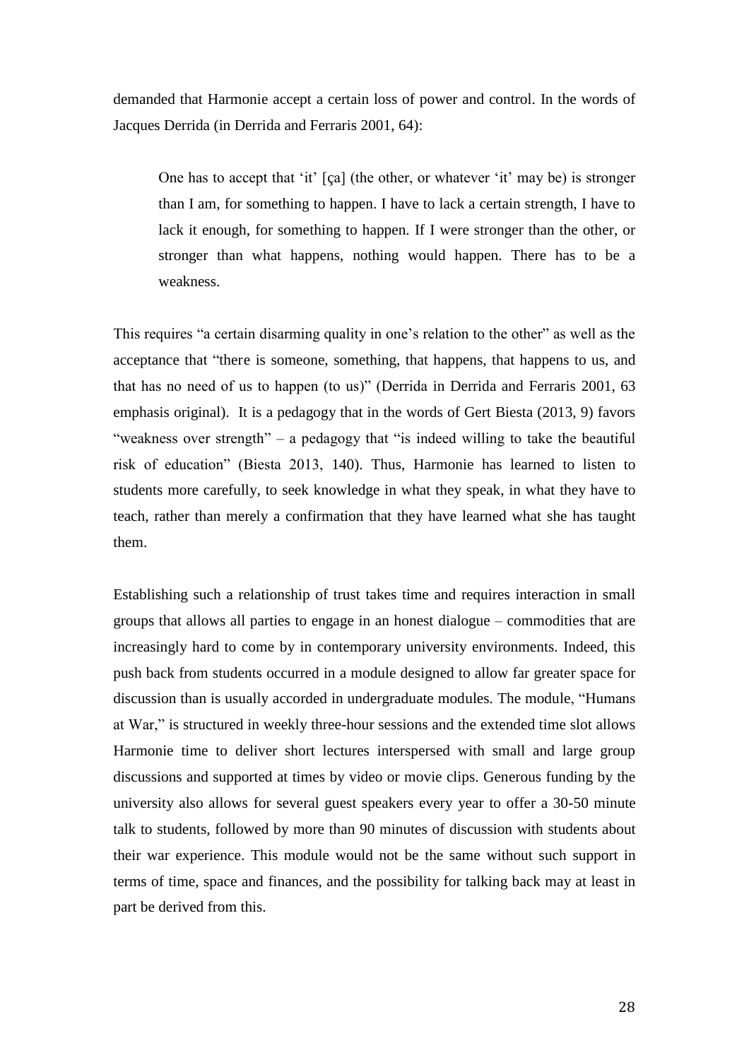demanded that Harmonie accept a certain loss of power and control. In the words of Jacques Derrida (in Derrida and Ferraris 2001, 64):

> One has to accept that 'it' [ça] (the other, or whatever 'it' may be) is stronger than I am, for something to happen. I have to lack a certain strength, I have to lack it enough, for something to happen. If I were stronger than the other, or stronger than what happens, nothing would happen. There has to be a weakness.

This requires "a certain disarming quality in one's relation to the other" as well as the acceptance that "there is someone, something, that happens, that happens to us, and that has no need of us to happen (to us)" (Derrida in Derrida and Ferraris 2001, 63 emphasis original). It is a pedagogy that in the words of Gert Biesta (2013, 9) favors "weakness over strength" – a pedagogy that "is indeed willing to take the beautiful risk of education" (Biesta 2013, 140). Thus, Harmonie has learned to listen to students more carefully, to seek knowledge in what they speak, in what they have to teach, rather than merely a confirmation that they have learned what she has taught them.

Establishing such a relationship of trust takes time and requires interaction in small groups that allows all parties to engage in an honest dialogue – commodities that are increasingly hard to come by in contemporary university environments. Indeed, this push back from students occurred in a module designed to allow far greater space for discussion than is usually accorded in undergraduate modules. The module, "Humans at War," is structured in weekly three-hour sessions and the extended time slot allows Harmonie time to deliver short lectures interspersed with small and large group discussions and supported at times by video or movie clips. Generous funding by the university also allows for several guest speakers every year to offer a 30-50 minute talk to students, followed by more than 90 minutes of discussion with students about their war experience. This module would not be the same without such support in terms of time, space and finances, and the possibility for talking back may at least in part be derived from this.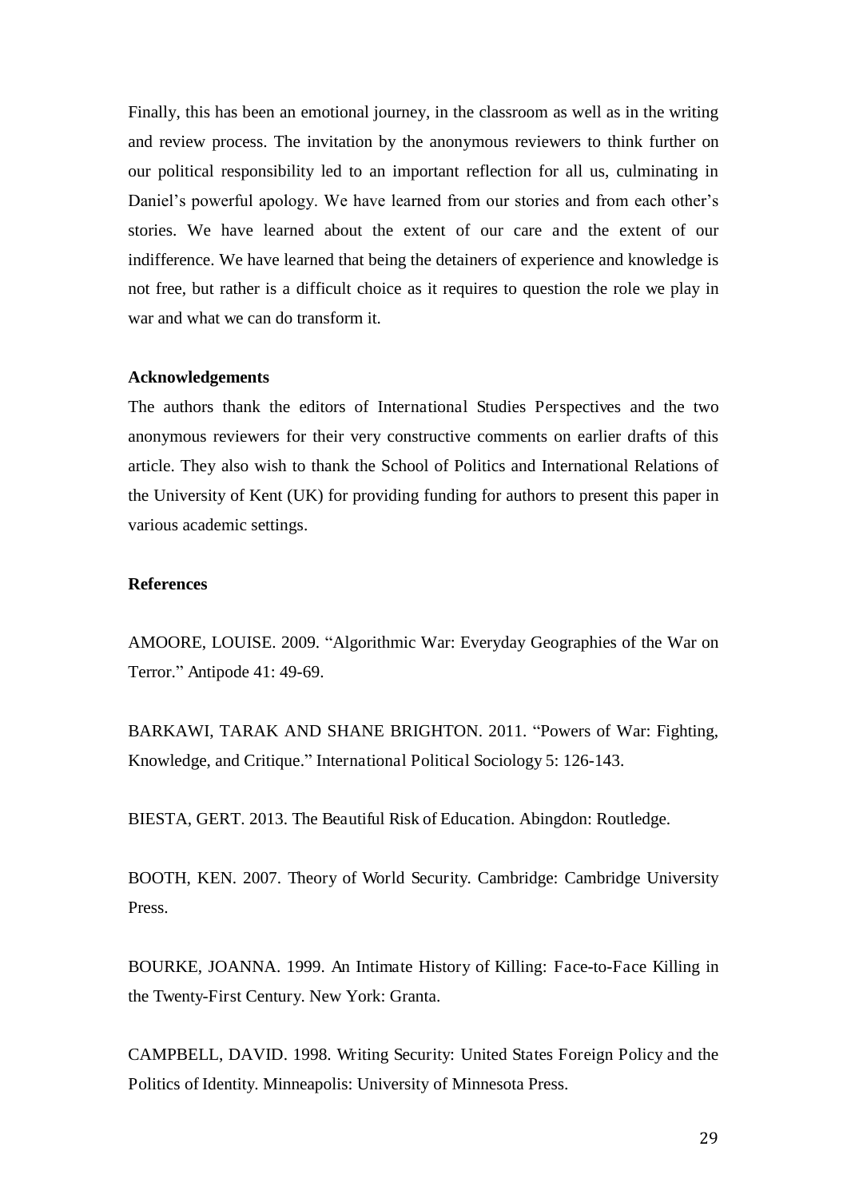Finally, this has been an emotional journey, in the classroom as well as in the writing and review process. The invitation by the anonymous reviewers to think further on our political responsibility led to an important reflection for all us, culminating in Daniel's powerful apology. We have learned from our stories and from each other's stories. We have learned about the extent of our care and the extent of our indifference. We have learned that being the detainers of experience and knowledge is not free, but rather is a difficult choice as it requires to question the role we play in war and what we can do transform it.

**Acknowledgements**

The authors thank the editors of International Studies Perspectives and the two anonymous reviewers for their very constructive comments on earlier drafts of this article. They also wish to thank the School of Politics and International Relations of the University of Kent (UK) for providing funding for authors to present this paper in various academic settings.

**References**

AMOORE, LOUISE. 2009. "Algorithmic War: Everyday Geographies of the War on Terror." Antipode 41: 49-69.

BARKAWI, TARAK AND SHANE BRIGHTON. 2011. "Powers of War: Fighting, Knowledge, and Critique." International Political Sociology 5: 126-143.

BIESTA, GERT. 2013. The Beautiful Risk of Education. Abingdon: Routledge.

BOOTH, KEN. 2007. Theory of World Security. Cambridge: Cambridge University Press.

BOURKE, JOANNA. 1999. An Intimate History of Killing: Face-to-Face Killing in the Twenty-First Century. New York: Granta.

CAMPBELL, DAVID. 1998. Writing Security: United States Foreign Policy and the Politics of Identity. Minneapolis: University of Minnesota Press.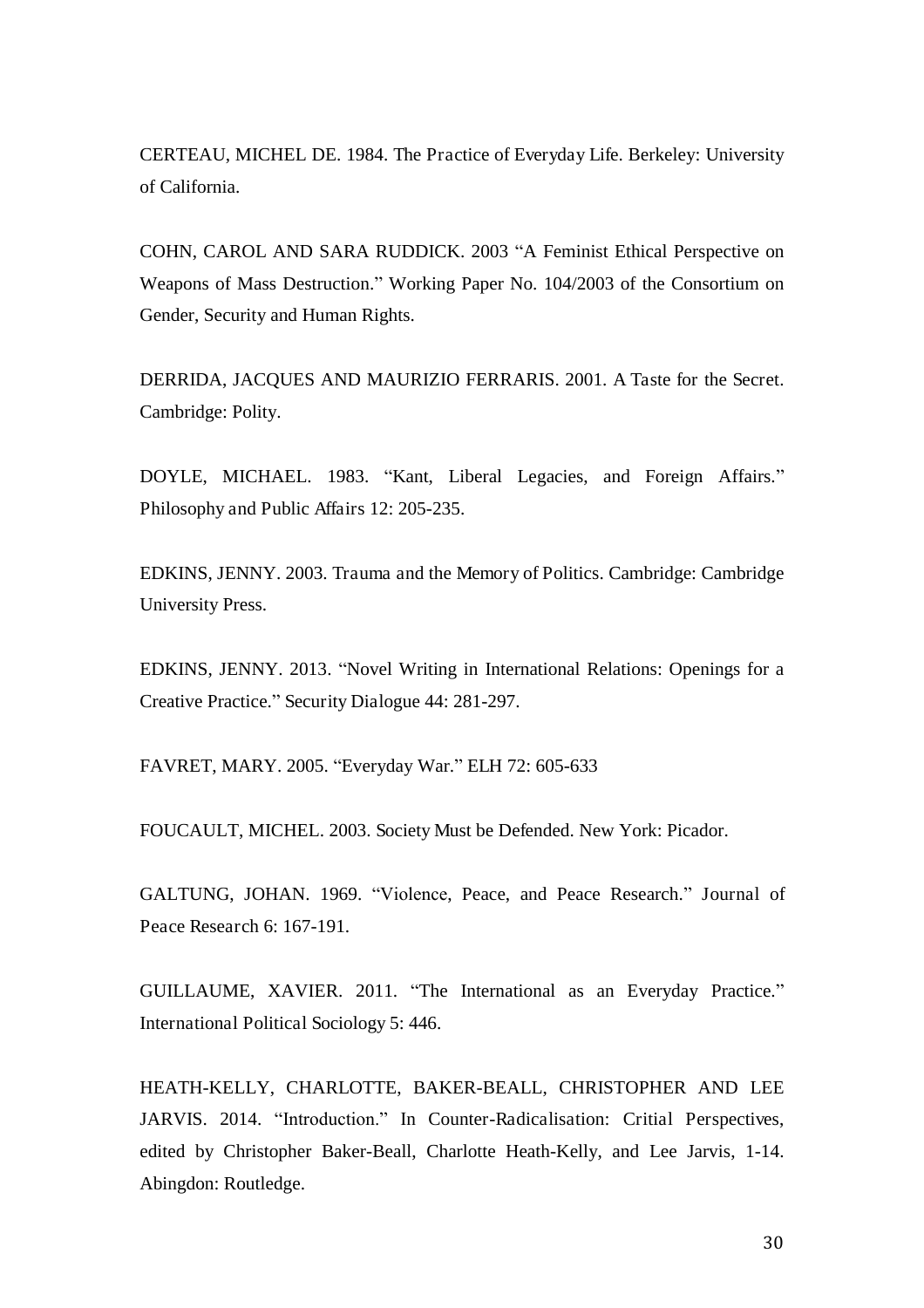CERTEAU, MICHEL DE. 1984. The Practice of Everyday Life. Berkeley: University of California.

COHN, CAROL AND SARA RUDDICK. 2003 "A Feminist Ethical Perspective on Weapons of Mass Destruction." Working Paper No. 104/2003 of the Consortium on Gender, Security and Human Rights.

DERRIDA, JACQUES AND MAURIZIO FERRARIS. 2001. A Taste for the Secret. Cambridge: Polity.

DOYLE, MICHAEL. 1983. "Kant, Liberal Legacies, and Foreign Affairs." Philosophy and Public Affairs 12: 205-235.

EDKINS, JENNY. 2003. Trauma and the Memory of Politics. Cambridge: Cambridge University Press.

EDKINS, JENNY. 2013. "Novel Writing in International Relations: Openings for a Creative Practice." Security Dialogue 44: 281-297.

FAVRET, MARY. 2005. "Everyday War." ELH 72: 605-633

FOUCAULT, MICHEL. 2003. Society Must be Defended. New York: Picador.

GALTUNG, JOHAN. 1969. "Violence, Peace, and Peace Research." Journal of Peace Research 6: 167-191.

GUILLAUME, XAVIER. 2011. "The International as an Everyday Practice." International Political Sociology 5: 446.

HEATH-KELLY, CHARLOTTE, BAKER-BEALL, CHRISTOPHER AND LEE JARVIS. 2014. "Introduction." In Counter-Radicalisation: Critial Perspectives, edited by Christopher Baker-Beall, Charlotte Heath-Kelly, and Lee Jarvis, 1-14. Abingdon: Routledge.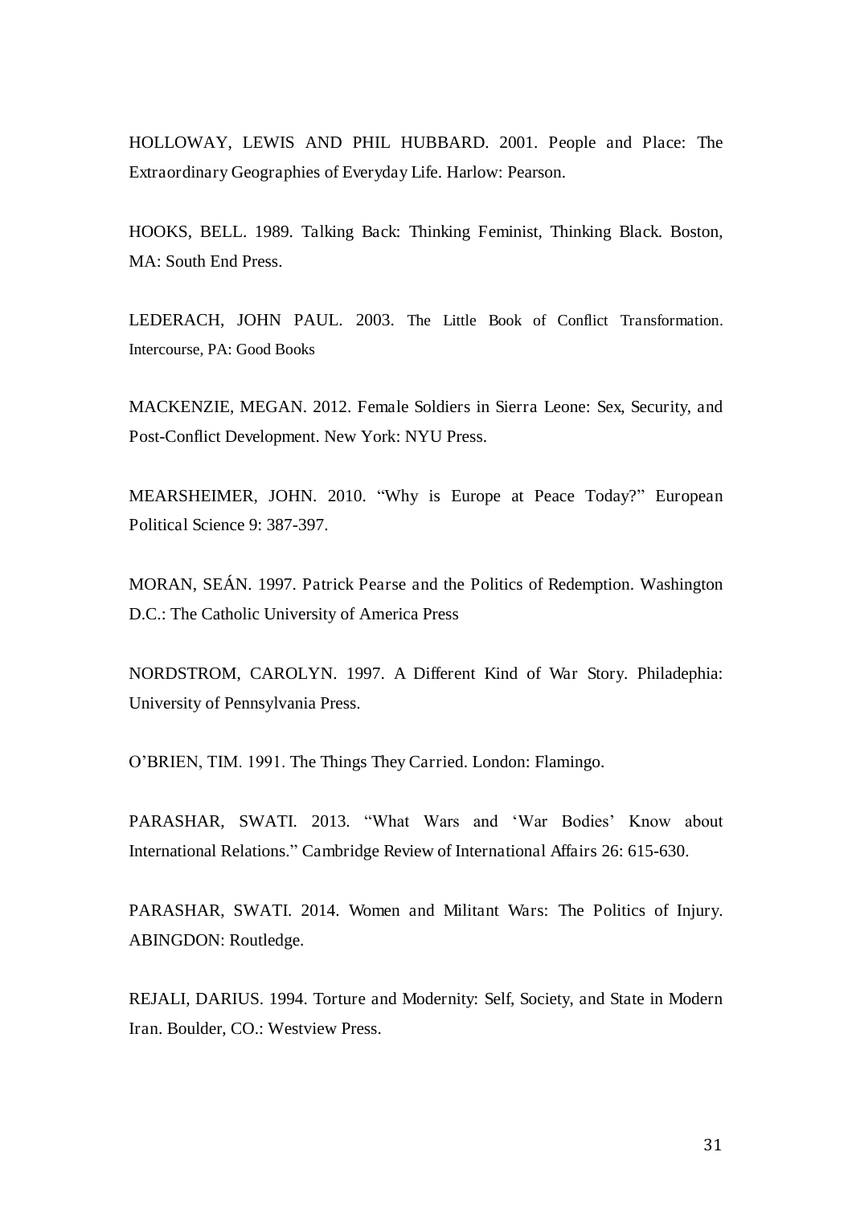HOLLOWAY, LEWIS AND PHIL HUBBARD. 2001. People and Place: The Extraordinary Geographies of Everyday Life. Harlow: Pearson.

HOOKS, BELL. 1989. Talking Back: Thinking Feminist, Thinking Black. Boston, MA: South End Press.

LEDERACH, JOHN PAUL. 2003. The Little Book of Conflict Transformation. Intercourse, PA: Good Books

MACKENZIE, MEGAN. 2012. Female Soldiers in Sierra Leone: Sex, Security, and Post-Conflict Development. New York: NYU Press.

MEARSHEIMER, JOHN. 2010. "Why is Europe at Peace Today?" European Political Science 9: 387-397.

MORAN, SEÁN. 1997. Patrick Pearse and the Politics of Redemption. Washington D.C.: The Catholic University of America Press

NORDSTROM, CAROLYN. 1997. A Different Kind of War Story. Philadephia: University of Pennsylvania Press.

O'BRIEN, TIM. 1991. The Things They Carried. London: Flamingo.

PARASHAR, SWATI. 2013. "What Wars and 'War Bodies' Know about International Relations." Cambridge Review of International Affairs 26: 615-630.

PARASHAR, SWATI. 2014. Women and Militant Wars: The Politics of Injury. ABINGDON: Routledge.

REJALI, DARIUS. 1994. Torture and Modernity: Self, Society, and State in Modern Iran. Boulder, CO.: Westview Press.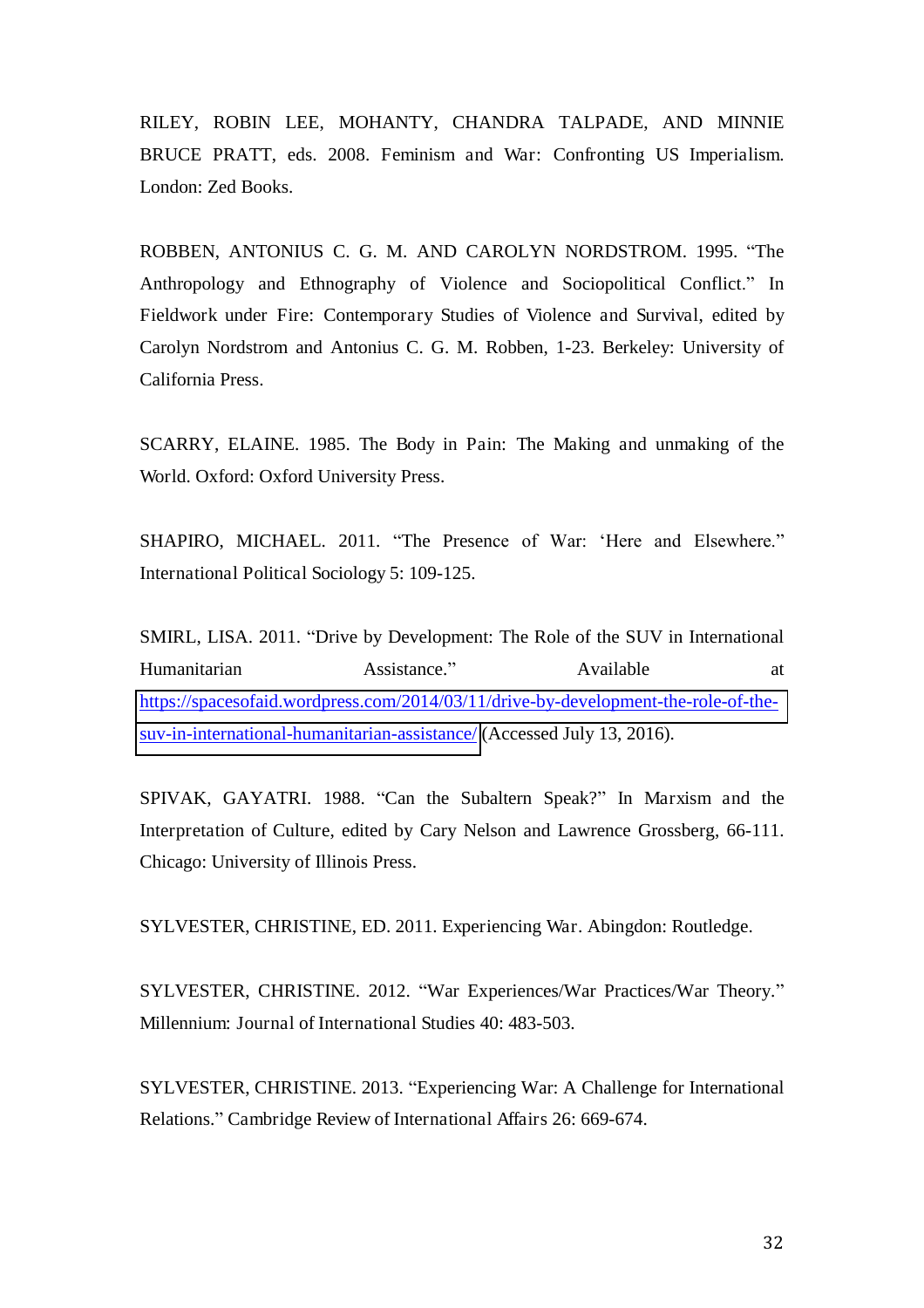RILEY, ROBIN LEE, MOHANTY, CHANDRA TALPADE, AND MINNIE BRUCE PRATT, eds. 2008. Feminism and War: Confronting US Imperialism. London: Zed Books.

ROBBEN, ANTONIUS C. G. M. AND CAROLYN NORDSTROM. 1995. "The Anthropology and Ethnography of Violence and Sociopolitical Conflict." In Fieldwork under Fire: Contemporary Studies of Violence and Survival, edited by Carolyn Nordstrom and Antonius C. G. M. Robben, 1-23. Berkeley: University of California Press.

SCARRY, ELAINE. 1985. The Body in Pain: The Making and unmaking of the World. Oxford: Oxford University Press.

SHAPIRO, MICHAEL. 2011. "The Presence of War: 'Here and Elsewhere." International Political Sociology 5: 109-125.

SMIRL, LISA. 2011. "Drive by Development: The Role of the SUV in International Humanitarian Assistance." Available at https://spacesofaid.wordpress.com/2014/03/11/drive-by-development-the-role-of-the-suv-in-international-humanitarian-assistance/ (Accessed July 13, 2016).

SPIVAK, GAYATRI. 1988. "Can the Subaltern Speak?" In Marxism and the Interpretation of Culture, edited by Cary Nelson and Lawrence Grossberg, 66-111. Chicago: University of Illinois Press.

SYLVESTER, CHRISTINE, ED. 2011. Experiencing War. Abingdon: Routledge.

SYLVESTER, CHRISTINE. 2012. "War Experiences/War Practices/War Theory." Millennium: Journal of International Studies 40: 483-503.

SYLVESTER, CHRISTINE. 2013. "Experiencing War: A Challenge for International Relations." Cambridge Review of International Affairs 26: 669-674.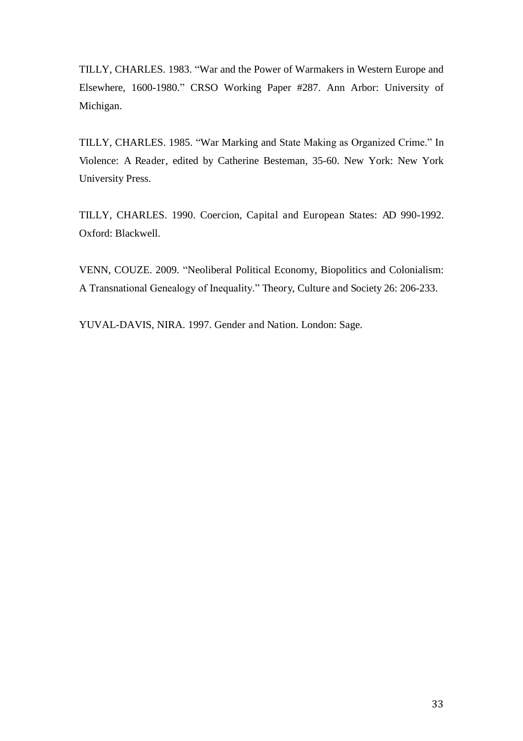TILLY, CHARLES. 1983. “War and the Power of Warmakers in Western Europe and Elsewhere, 1600-1980.” CRSO Working Paper #287. Ann Arbor: University of Michigan.

TILLY, CHARLES. 1985. “War Marking and State Making as Organized Crime.” In Violence: A Reader, edited by Catherine Besteman, 35-60. New York: New York University Press.

TILLY, CHARLES. 1990. Coercion, Capital and European States: AD 990-1992. Oxford: Blackwell.

VENN, COUZE. 2009. “Neoliberal Political Economy, Biopolitics and Colonialism: A Transnational Genealogy of Inequality.” Theory, Culture and Society 26: 206-233.

YUVAL-DAVIS, NIRA. 1997. Gender and Nation. London: Sage.